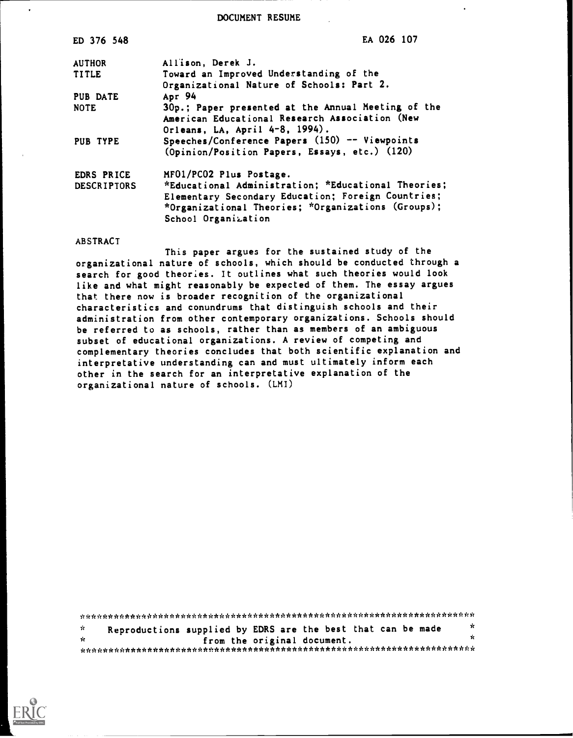DOCUMENT RESUME

| | |
|---|---|
| ED 376 548 | EA 026 107 |
| AUTHOR | Allison, Derek J. |
| TITLE | Toward an Improved Understanding of the Organizational Nature of Schools: Part 2. |
| PUB DATE | Apr 94 |
| NOTE | 30p.; Paper presented at the Annual Meeting of the American Educational Research Association (New Orleans, LA, April 4-8, 1994). |
| PUB TYPE | Speeches/Conference Papers (150) -- Viewpoints (Opinion/Position Papers, Essays, etc.) (120) |
| EDRS PRICE | MF01/PC02 Plus Postage. |
| DESCRIPTORS | *Educational Administration; *Educational Theories; Elementary Secondary Education; Foreign Countries; *Organizational Theories; *Organizations (Groups); School Organization |

ABSTRACT

This paper argues for the sustained study of the organizational nature of schools, which should be conducted through a search for good theories. It outlines what such theories would look like and what might reasonably be expected of them. The essay argues that there now is broader recognition of the organizational characteristics and conundrums that distinguish schools and their administration from other contemporary organizations. Schools should be referred to as schools, rather than as members of an ambiguous subset of educational organizations. A review of competing and complementary theories concludes that both scientific explanation and interpretative understanding can and must ultimately inform each other in the search for an interpretative explanation of the organizational nature of schools. (LMI)

***********************************************************************

* Reproductions supplied by EDRS are the best that can be made from the original document. *

***********************************************************************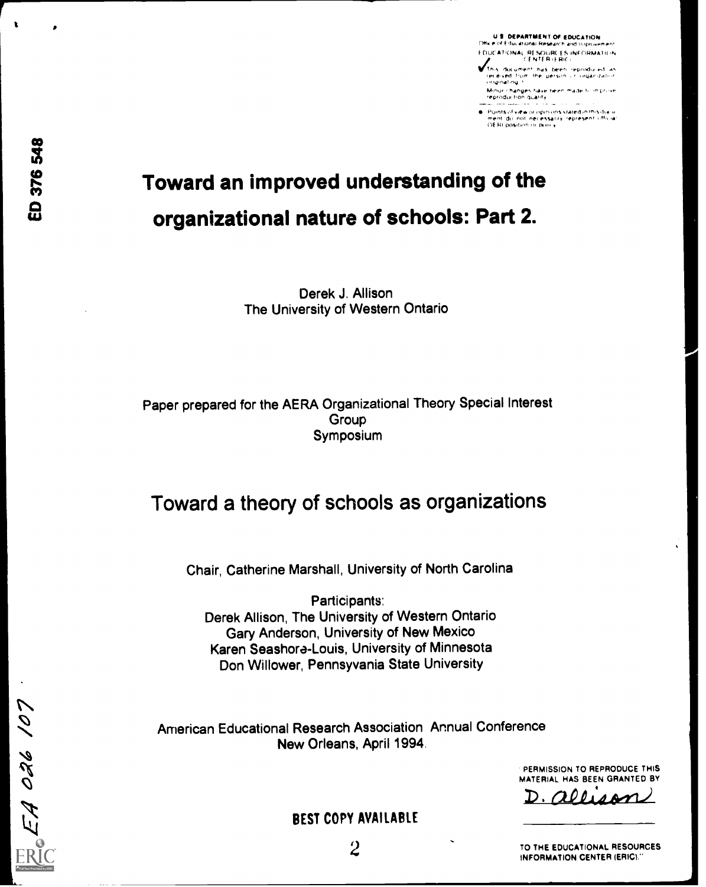U.S. DEPARTMENT OF EDUCATION
Office of Educational Research and Improvement
EDUCATIONAL RESOURCES INFORMATION CENTER (ERIC)

This document has been reproduced as received from the person or organization originating it.

Minor changes have been made to improve reproduction quality.

Points of view or opinions stated in this document do not necessarily represent official OERI position or policy.

ED 376 548

# Toward an improved understanding of the organizational nature of schools: Part 2.

Derek J. Allison
The University of Western Ontario

Paper prepared for the AERA Organizational Theory Special Interest Group
Symposium

## Toward a theory of schools as organizations

Chair, Catherine Marshall, University of North Carolina

Participants:
Derek Allison, The University of Western Ontario
Gary Anderson, University of New Mexico
Karen Seashore-Louis, University of Minnesota
Don Willower, Pennsyvania State University

American Educational Research Association Annual Conference
New Orleans, April 1994.

"PERMISSION TO REPRODUCE THIS MATERIAL HAS BEEN GRANTED BY
D. Allison

TO THE EDUCATIONAL RESOURCES INFORMATION CENTER (ERIC)."

EA 026 107

BEST COPY AVAILABLE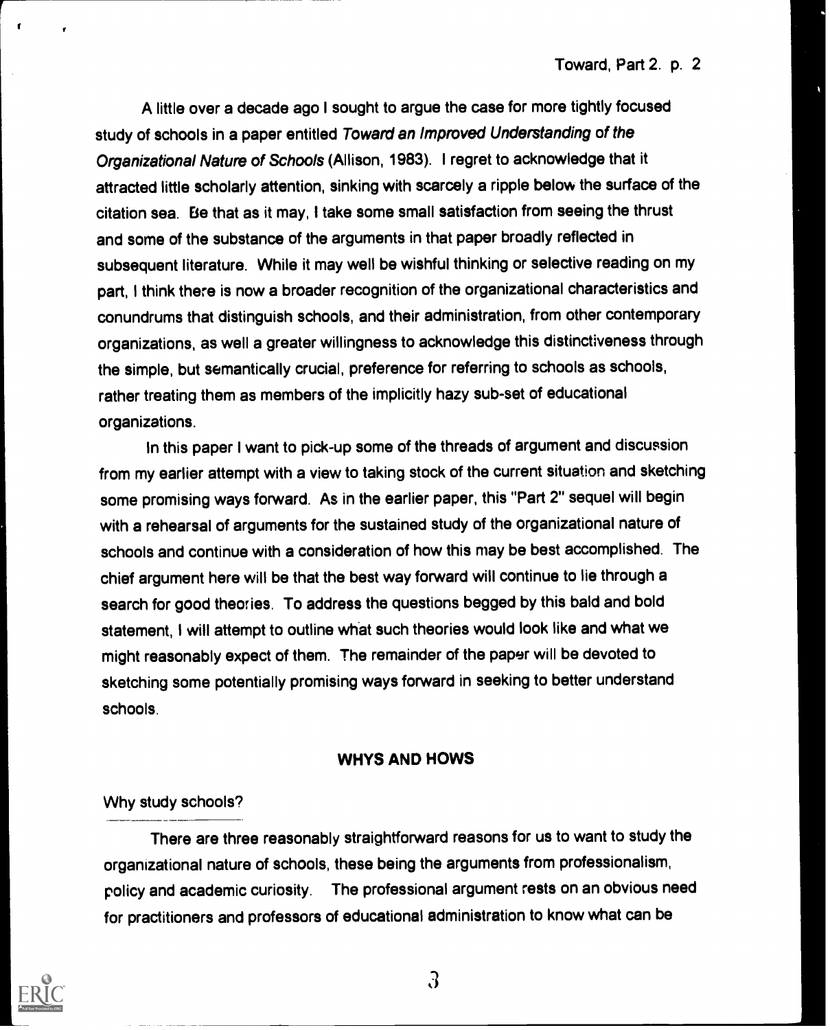A little over a decade ago I sought to argue the case for more tightly focused study of schools in a paper entitled *Toward an Improved Understanding of the Organizational Nature of Schools* (Allison, 1983). I regret to acknowledge that it attracted little scholarly attention, sinking with scarcely a ripple below the surface of the citation sea. Be that as it may, I take some small satisfaction from seeing the thrust and some of the substance of the arguments in that paper broadly reflected in subsequent literature. While it may well be wishful thinking or selective reading on my part, I think there is now a broader recognition of the organizational characteristics and conundrums that distinguish schools, and their administration, from other contemporary organizations, as well a greater willingness to acknowledge this distinctiveness through the simple, but semantically crucial, preference for referring to schools as schools, rather treating them as members of the implicitly hazy sub-set of educational organizations.

In this paper I want to pick-up some of the threads of argument and discussion from my earlier attempt with a view to taking stock of the current situation and sketching some promising ways forward. As in the earlier paper, this "Part 2" sequel will begin with a rehearsal of arguments for the sustained study of the organizational nature of schools and continue with a consideration of how this may be best accomplished. The chief argument here will be that the best way forward will continue to lie through a search for good theories. To address the questions begged by this bald and bold statement, I will attempt to outline what such theories would look like and what we might reasonably expect of them. The remainder of the paper will be devoted to sketching some potentially promising ways forward in seeking to better understand schools.

## WHYS AND HOWS

### Why study schools?

There are three reasonably straightforward reasons for us to want to study the organizational nature of schools, these being the arguments from professionalism, policy and academic curiosity. The professional argument rests on an obvious need for practitioners and professors of educational administration to know what can be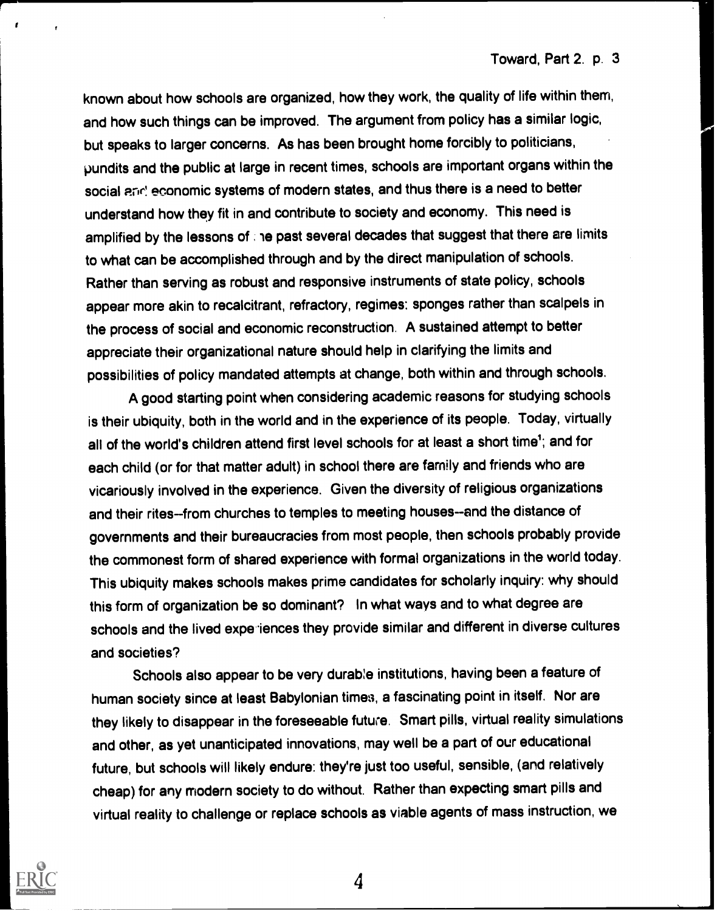known about how schools are organized, how they work, the quality of life within them, and how such things can be improved. The argument from policy has a similar logic, but speaks to larger concerns. As has been brought home forcibly to politicians, pundits and the public at large in recent times, schools are important organs within the social and economic systems of modern states, and thus there is a need to better understand how they fit in and contribute to society and economy. This need is amplified by the lessons of the past several decades that suggest that there are limits to what can be accomplished through and by the direct manipulation of schools. Rather than serving as robust and responsive instruments of state policy, schools appear more akin to recalcitrant, refractory, regimes: sponges rather than scalpels in the process of social and economic reconstruction. A sustained attempt to better appreciate their organizational nature should help in clarifying the limits and possibilities of policy mandated attempts at change, both within and through schools.

A good starting point when considering academic reasons for studying schools is their ubiquity, both in the world and in the experience of its people. Today, virtually all of the world's children attend first level schools for at least a short time[1]; and for each child (or for that matter adult) in school there are family and friends who are vicariously involved in the experience. Given the diversity of religious organizations and their rites--from churches to temples to meeting houses--and the distance of governments and their bureaucracies from most people, then schools probably provide the commonest form of shared experience with formal organizations in the world today. This ubiquity makes schools makes prime candidates for scholarly inquiry: why should this form of organization be so dominant? In what ways and to what degree are schools and the lived experiences they provide similar and different in diverse cultures and societies?

Schools also appear to be very durable institutions, having been a feature of human society since at least Babylonian times, a fascinating point in itself. Nor are they likely to disappear in the foreseeable future. Smart pills, virtual reality simulations and other, as yet unanticipated innovations, may well be a part of our educational future, but schools will likely endure: they're just too useful, sensible, (and relatively cheap) for any modern society to do without. Rather than expecting smart pills and virtual reality to challenge or replace schools as viable agents of mass instruction, we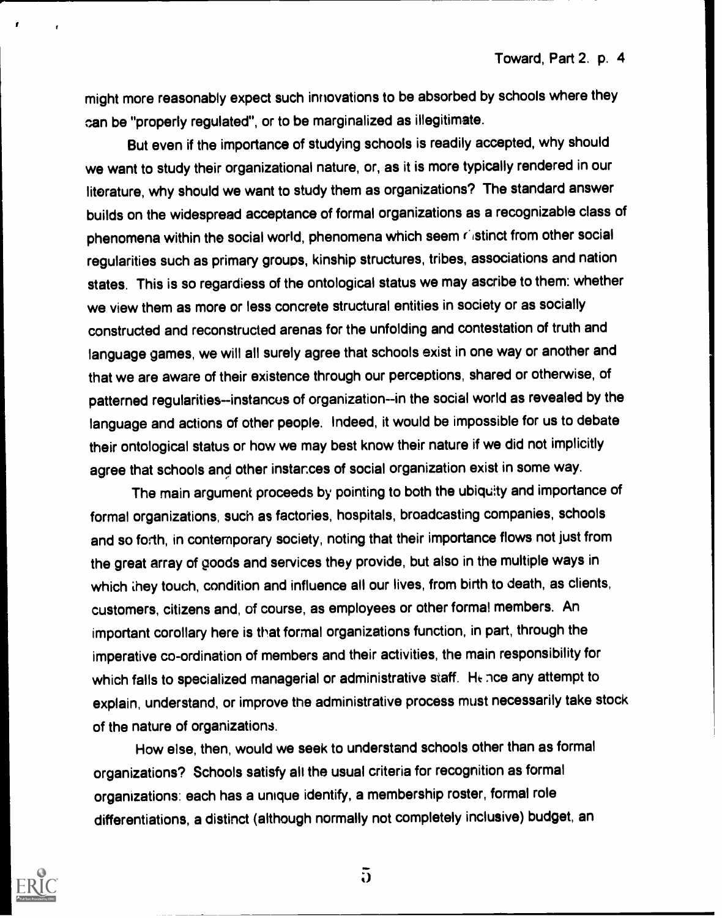might more reasonably expect such innovations to be absorbed by schools where they can be "properly regulated", or to be marginalized as illegitimate.

But even if the importance of studying schools is readily accepted, why should we want to study their organizational nature, or, as it is more typically rendered in our literature, why should we want to study them as organizations? The standard answer builds on the widespread acceptance of formal organizations as a recognizable class of phenomena within the social world, phenomena which seem distinct from other social regularities such as primary groups, kinship structures, tribes, associations and nation states. This is so regardless of the ontological status we may ascribe to them: whether we view them as more or less concrete structural entities in society or as socially constructed and reconstructed arenas for the unfolding and contestation of truth and language games, we will all surely agree that schools exist in one way or another and that we are aware of their existence through our perceptions, shared or otherwise, of patterned regularities--instances of organization--in the social world as revealed by the language and actions of other people. Indeed, it would be impossible for us to debate their ontological status or how we may best know their nature if we did not implicitly agree that schools and other instances of social organization exist in some way.

The main argument proceeds by pointing to both the ubiquity and importance of formal organizations, such as factories, hospitals, broadcasting companies, schools and so forth, in contemporary society, noting that their importance flows not just from the great array of goods and services they provide, but also in the multiple ways in which they touch, condition and influence all our lives, from birth to death, as clients, customers, citizens and, of course, as employees or other formal members. An important corollary here is that formal organizations function, in part, through the imperative co-ordination of members and their activities, the main responsibility for which falls to specialized managerial or administrative staff. Hence any attempt to explain, understand, or improve the administrative process must necessarily take stock of the nature of organizations.

How else, then, would we seek to understand schools other than as formal organizations? Schools satisfy all the usual criteria for recognition as formal organizations: each has a unique identify, a membership roster, formal role differentiations, a distinct (although normally not completely inclusive) budget, an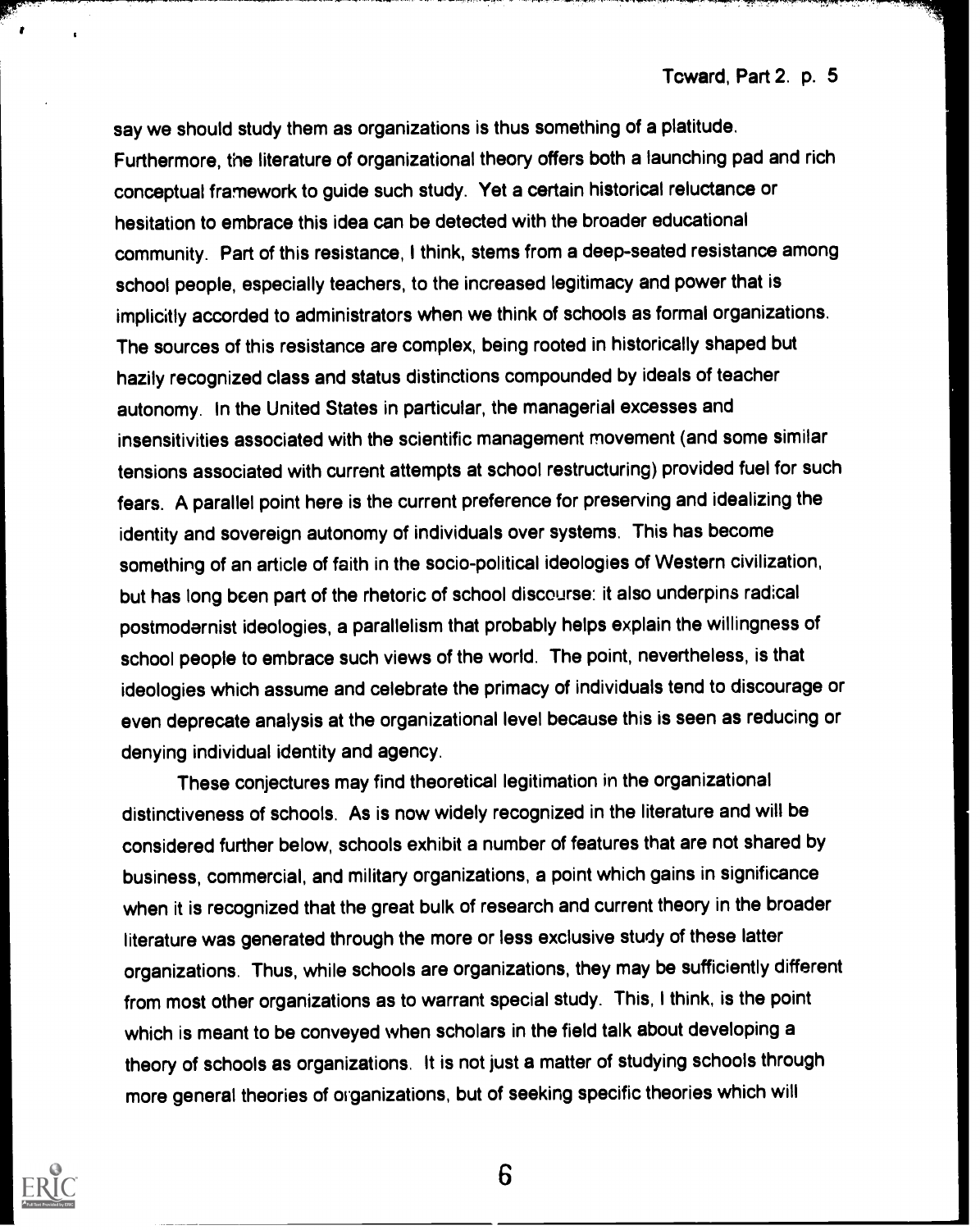say we should study them as organizations is thus something of a platitude. Furthermore, the literature of organizational theory offers both a launching pad and rich conceptual framework to guide such study. Yet a certain historical reluctance or hesitation to embrace this idea can be detected with the broader educational community. Part of this resistance, I think, stems from a deep-seated resistance among school people, especially teachers, to the increased legitimacy and power that is implicitly accorded to administrators when we think of schools as formal organizations. The sources of this resistance are complex, being rooted in historically shaped but hazily recognized class and status distinctions compounded by ideals of teacher autonomy. In the United States in particular, the managerial excesses and insensitivities associated with the scientific management movement (and some similar tensions associated with current attempts at school restructuring) provided fuel for such fears. A parallel point here is the current preference for preserving and idealizing the identity and sovereign autonomy of individuals over systems. This has become something of an article of faith in the socio-political ideologies of Western civilization, but has long been part of the rhetoric of school discourse: it also underpins radical postmodernist ideologies, a parallelism that probably helps explain the willingness of school people to embrace such views of the world. The point, nevertheless, is that ideologies which assume and celebrate the primacy of individuals tend to discourage or even deprecate analysis at the organizational level because this is seen as reducing or denying individual identity and agency.

These conjectures may find theoretical legitimation in the organizational distinctiveness of schools. As is now widely recognized in the literature and will be considered further below, schools exhibit a number of features that are not shared by business, commercial, and military organizations, a point which gains in significance when it is recognized that the great bulk of research and current theory in the broader literature was generated through the more or less exclusive study of these latter organizations. Thus, while schools are organizations, they may be sufficiently different from most other organizations as to warrant special study. This, I think, is the point which is meant to be conveyed when scholars in the field talk about developing a theory of schools as organizations. It is not just a matter of studying schools through more general theories of organizations, but of seeking specific theories which will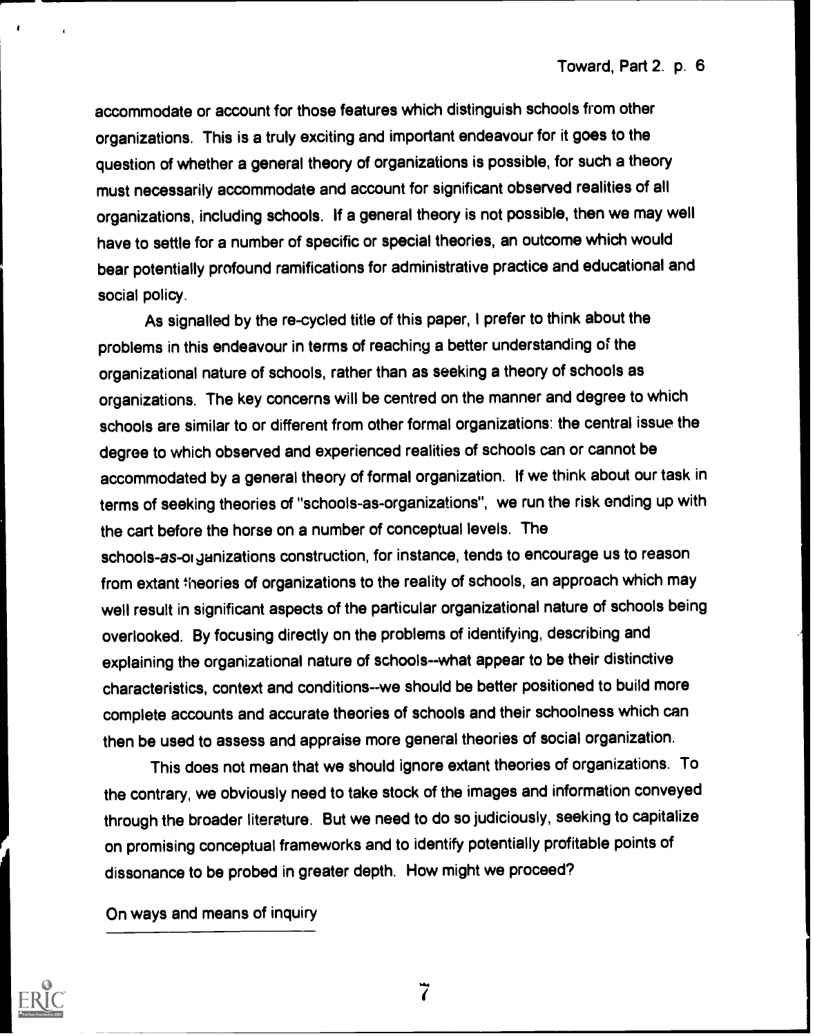accommodate or account for those features which distinguish schools from other organizations. This is a truly exciting and important endeavour for it goes to the question of whether a general theory of organizations is possible, for such a theory must necessarily accommodate and account for significant observed realities of all organizations, including schools. If a general theory is not possible, then we may well have to settle for a number of specific or special theories, an outcome which would bear potentially profound ramifications for administrative practice and educational and social policy.

As signalled by the re-cycled title of this paper, I prefer to think about the problems in this endeavour in terms of reaching a better understanding of the organizational nature of schools, rather than as seeking a theory of schools as organizations. The key concerns will be centred on the manner and degree to which schools are similar to or different from other formal organizations: the central issue the degree to which observed and experienced realities of schools can or cannot be accommodated by a general theory of formal organization. If we think about our task in terms of seeking theories of "schools-as-organizations", we run the risk ending up with the cart before the horse on a number of conceptual levels. The schools-as-organizations construction, for instance, tends to encourage us to reason from extant theories of organizations to the reality of schools, an approach which may well result in significant aspects of the particular organizational nature of schools being overlooked. By focusing directly on the problems of identifying, describing and explaining the organizational nature of schools--what appear to be their distinctive characteristics, context and conditions--we should be better positioned to build more complete accounts and accurate theories of schools and their schoolness which can then be used to assess and appraise more general theories of social organization.

This does not mean that we should ignore extant theories of organizations. To the contrary, we obviously need to take stock of the images and information conveyed through the broader literature. But we need to do so judiciously, seeking to capitalize on promising conceptual frameworks and to identify potentially profitable points of dissonance to be probed in greater depth. How might we proceed?

## On ways and means of inquiry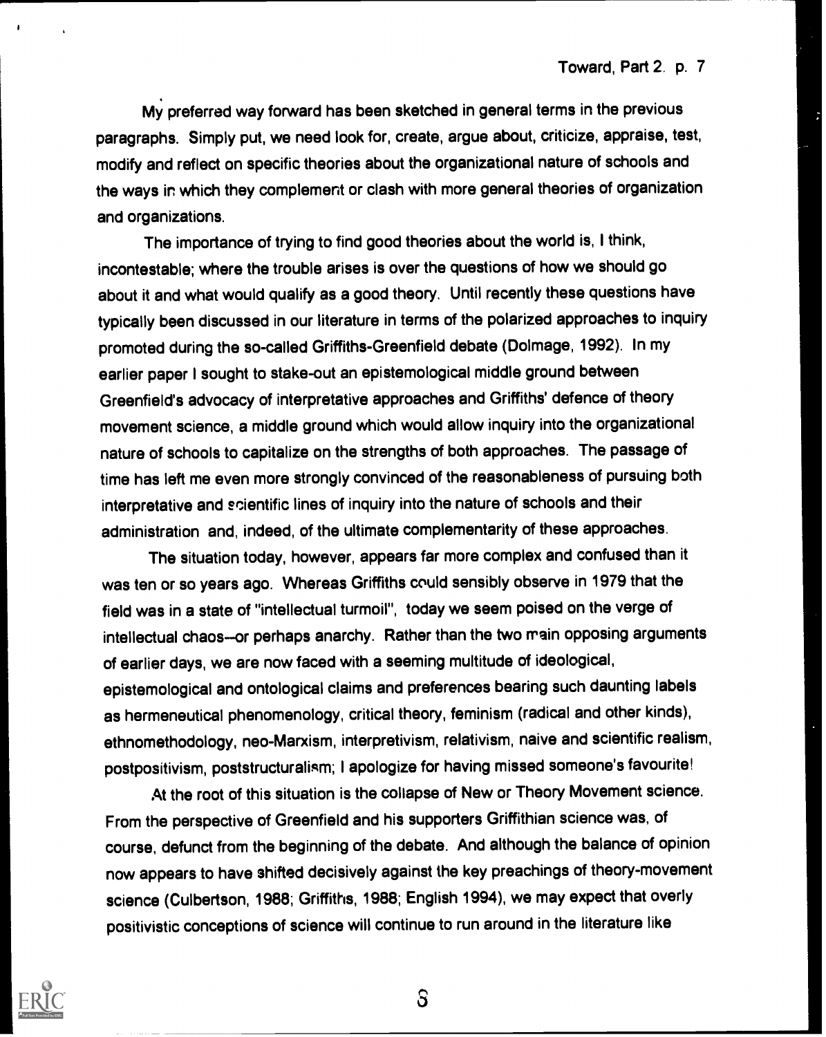My preferred way forward has been sketched in general terms in the previous paragraphs. Simply put, we need look for, create, argue about, criticize, appraise, test, modify and reflect on specific theories about the organizational nature of schools and the ways in which they complement or clash with more general theories of organization and organizations.

The importance of trying to find good theories about the world is, I think, incontestable; where the trouble arises is over the questions of how we should go about it and what would qualify as a good theory. Until recently these questions have typically been discussed in our literature in terms of the polarized approaches to inquiry promoted during the so-called Griffiths-Greenfield debate (Dolmage, 1992). In my earlier paper I sought to stake-out an epistemological middle ground between Greenfield's advocacy of interpretative approaches and Griffiths' defence of theory movement science, a middle ground which would allow inquiry into the organizational nature of schools to capitalize on the strengths of both approaches. The passage of time has left me even more strongly convinced of the reasonableness of pursuing both interpretative and scientific lines of inquiry into the nature of schools and their administration and, indeed, of the ultimate complementarity of these approaches.

The situation today, however, appears far more complex and confused than it was ten or so years ago. Whereas Griffiths could sensibly observe in 1979 that the field was in a state of "intellectual turmoil", today we seem poised on the verge of intellectual chaos--or perhaps anarchy. Rather than the two main opposing arguments of earlier days, we are now faced with a seeming multitude of ideological, epistemological and ontological claims and preferences bearing such daunting labels as hermeneutical phenomenology, critical theory, feminism (radical and other kinds), ethnomethodology, neo-Marxism, interpretivism, relativism, naive and scientific realism, postpositivism, poststructuralism; I apologize for having missed someone's favourite!

At the root of this situation is the collapse of New or Theory Movement science. From the perspective of Greenfield and his supporters Griffithian science was, of course, defunct from the beginning of the debate. And although the balance of opinion now appears to have shifted decisively against the key preachings of theory-movement science (Culbertson, 1988; Griffiths, 1988; English 1994), we may expect that overly positivistic conceptions of science will continue to run around in the literature like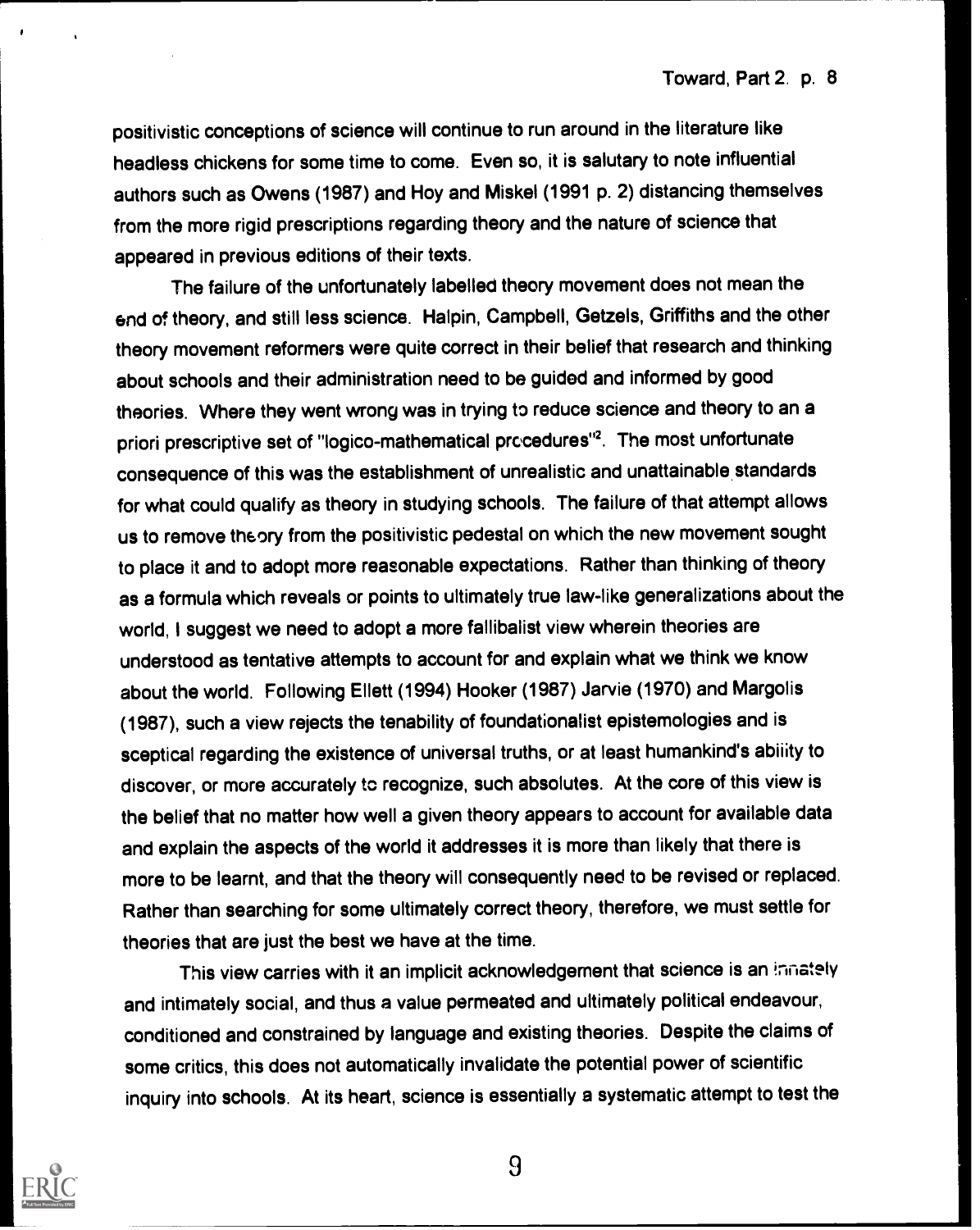positivistic conceptions of science will continue to run around in the literature like headless chickens for some time to come. Even so, it is salutary to note influential authors such as Owens (1987) and Hoy and Miskel (1991 p. 2) distancing themselves from the more rigid prescriptions regarding theory and the nature of science that appeared in previous editions of their texts.

The failure of the unfortunately labelled theory movement does not mean the end of theory, and still less science. Halpin, Campbell, Getzels, Griffiths and the other theory movement reformers were quite correct in their belief that research and thinking about schools and their administration need to be guided and informed by good theories. Where they went wrong was in trying to reduce science and theory to an a priori prescriptive set of "logico-mathematical procedures"[2]. The most unfortunate consequence of this was the establishment of unrealistic and unattainable standards for what could qualify as theory in studying schools. The failure of that attempt allows us to remove theory from the positivistic pedestal on which the new movement sought to place it and to adopt more reasonable expectations. Rather than thinking of theory as a formula which reveals or points to ultimately true law-like generalizations about the world, I suggest we need to adopt a more fallibalist view wherein theories are understood as tentative attempts to account for and explain what we think we know about the world. Following Ellett (1994) Hooker (1987) Jarvie (1970) and Margolis (1987), such a view rejects the tenability of foundationalist epistemologies and is sceptical regarding the existence of universal truths, or at least humankind's ability to discover, or more accurately to recognize, such absolutes. At the core of this view is the belief that no matter how well a given theory appears to account for available data and explain the aspects of the world it addresses it is more than likely that there is more to be learnt, and that the theory will consequently need to be revised or replaced. Rather than searching for some ultimately correct theory, therefore, we must settle for theories that are just the best we have at the time.

This view carries with it an implicit acknowledgement that science is an innately and intimately social, and thus a value permeated and ultimately political endeavour, conditioned and constrained by language and existing theories. Despite the claims of some critics, this does not automatically invalidate the potential power of scientific inquiry into schools. At its heart, science is essentially a systematic attempt to test the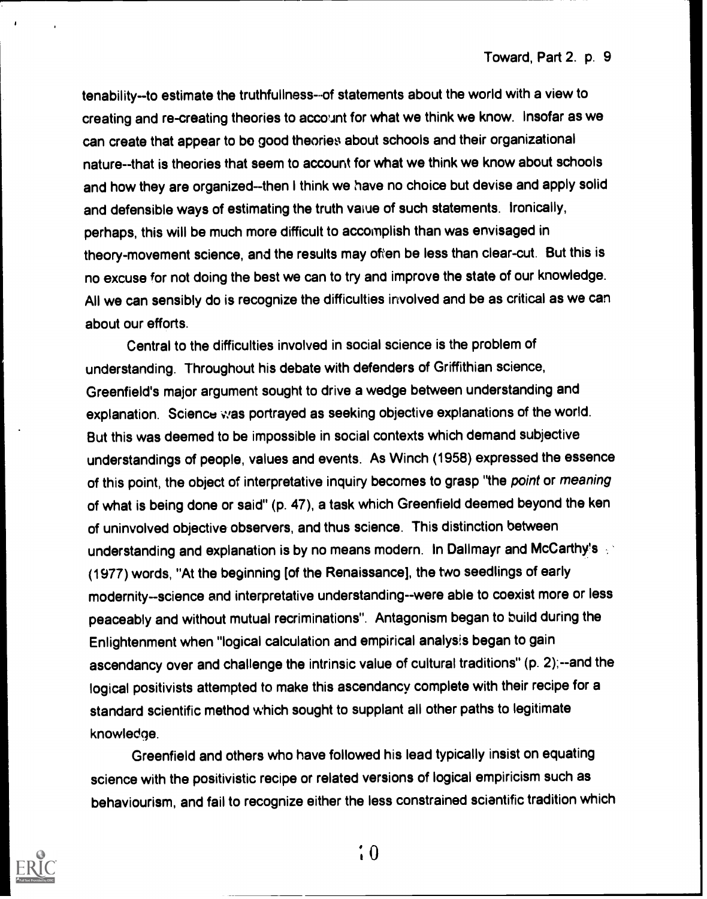tenability--to estimate the truthfullness--of statements about the world with a view to creating and re-creating theories to account for what we think we know. Insofar as we can create that appear to be good theories about schools and their organizational nature--that is theories that seem to account for what we think we know about schools and how they are organized--then I think we have no choice but devise and apply solid and defensible ways of estimating the truth value of such statements. Ironically, perhaps, this will be much more difficult to accomplish than was envisaged in theory-movement science, and the results may often be less than clear-cut. But this is no excuse for not doing the best we can to try and improve the state of our knowledge. All we can sensibly do is recognize the difficulties involved and be as critical as we can about our efforts.

Central to the difficulties involved in social science is the problem of understanding. Throughout his debate with defenders of Griffithian science, Greenfield's major argument sought to drive a wedge between understanding and explanation. Science was portrayed as seeking objective explanations of the world. But this was deemed to be impossible in social contexts which demand subjective understandings of people, values and events. As Winch (1958) expressed the essence of this point, the object of interpretative inquiry becomes to grasp "the *point* or *meaning* of what is being done or said" (p. 47), a task which Greenfield deemed beyond the ken of uninvolved objective observers, and thus science. This distinction between understanding and explanation is by no means modern. In Dallmayr and McCarthy's (1977) words, "At the beginning [of the Renaissance], the two seedlings of early modernity--science and interpretative understanding--were able to coexist more or less peaceably and without mutual recriminations". Antagonism began to build during the Enlightenment when "logical calculation and empirical analysis began to gain ascendancy over and challenge the intrinsic value of cultural traditions" (p. 2);--and the logical positivists attempted to make this ascendancy complete with their recipe for a standard scientific method which sought to supplant all other paths to legitimate knowledge.

Greenfield and others who have followed his lead typically insist on equating science with the positivistic recipe or related versions of logical empiricism such as behaviourism, and fail to recognize either the less constrained scientific tradition which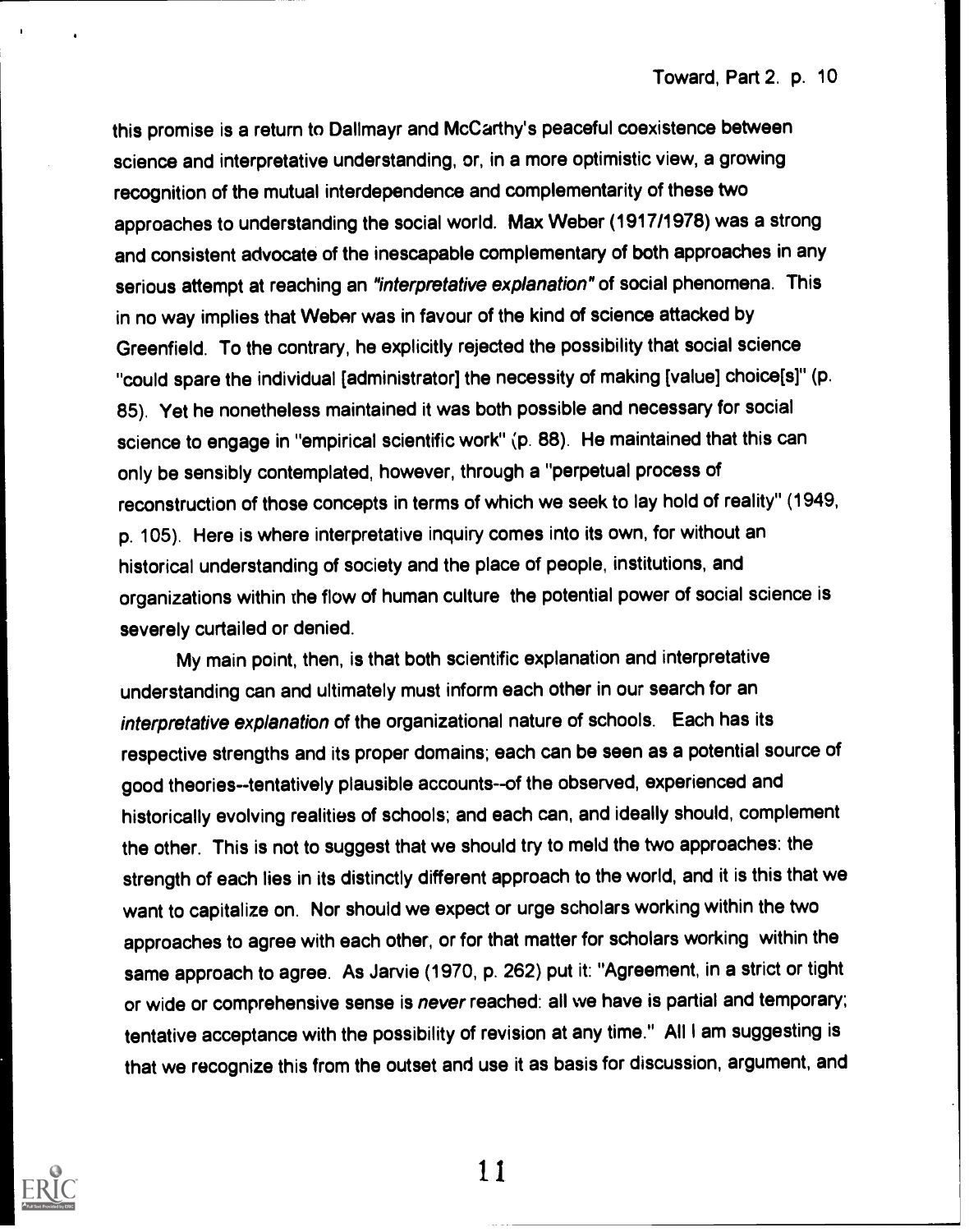this promise is a return to Dallmayr and McCarthy's peaceful coexistence between science and interpretative understanding, or, in a more optimistic view, a growing recognition of the mutual interdependence and complementarity of these two approaches to understanding the social world. Max Weber (1917/1978) was a strong and consistent advocate of the inescapable complementary of both approaches in any serious attempt at reaching an *"interpretative explanation"* of social phenomena. This in no way implies that Weber was in favour of the kind of science attacked by Greenfield. To the contrary, he explicitly rejected the possibility that social science "could spare the individual [administrator] the necessity of making [value] choice[s]" (p. 85). Yet he nonetheless maintained it was both possible and necessary for social science to engage in "empirical scientific work" (p. 88). He maintained that this can only be sensibly contemplated, however, through a "perpetual process of reconstruction of those concepts in terms of which we seek to lay hold of reality" (1949, p. 105). Here is where interpretative inquiry comes into its own, for without an historical understanding of society and the place of people, institutions, and organizations within the flow of human culture the potential power of social science is severely curtailed or denied.

My main point, then, is that both scientific explanation and interpretative understanding can and ultimately must inform each other in our search for an *interpretative explanation* of the organizational nature of schools. Each has its respective strengths and its proper domains; each can be seen as a potential source of good theories--tentatively plausible accounts--of the observed, experienced and historically evolving realities of schools; and each can, and ideally should, complement the other. This is not to suggest that we should try to meld the two approaches: the strength of each lies in its distinctly different approach to the world, and it is this that we want to capitalize on. Nor should we expect or urge scholars working within the two approaches to agree with each other, or for that matter for scholars working within the same approach to agree. As Jarvie (1970, p. 262) put it: "Agreement, in a strict or tight or wide or comprehensive sense is *never* reached: all we have is partial and temporary; tentative acceptance with the possibility of revision at any time." All I am suggesting is that we recognize this from the outset and use it as basis for discussion, argument, and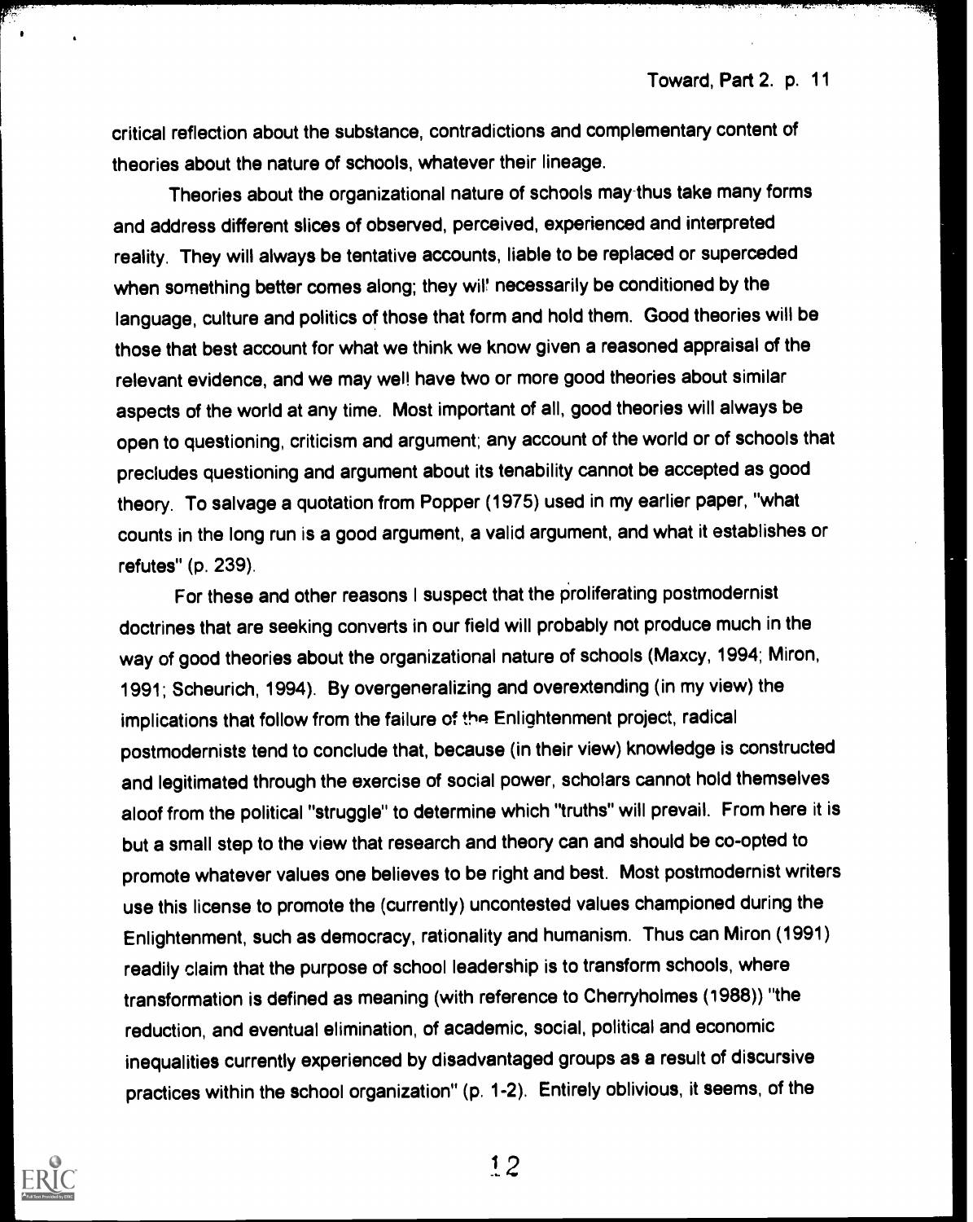critical reflection about the substance, contradictions and complementary content of theories about the nature of schools, whatever their lineage.

Theories about the organizational nature of schools may thus take many forms and address different slices of observed, perceived, experienced and interpreted reality. They will always be tentative accounts, liable to be replaced or superceded when something better comes along; they will necessarily be conditioned by the language, culture and politics of those that form and hold them. Good theories will be those that best account for what we think we know given a reasoned appraisal of the relevant evidence, and we may well have two or more good theories about similar aspects of the world at any time. Most important of all, good theories will always be open to questioning, criticism and argument; any account of the world or of schools that precludes questioning and argument about its tenability cannot be accepted as good theory. To salvage a quotation from Popper (1975) used in my earlier paper, "what counts in the long run is a good argument, a valid argument, and what it establishes or refutes" (p. 239).

For these and other reasons I suspect that the proliferating postmodernist doctrines that are seeking converts in our field will probably not produce much in the way of good theories about the organizational nature of schools (Maxcy, 1994; Miron, 1991; Scheurich, 1994). By overgeneralizing and overextending (in my view) the implications that follow from the failure of the Enlightenment project, radical postmodernists tend to conclude that, because (in their view) knowledge is constructed and legitimated through the exercise of social power, scholars cannot hold themselves aloof from the political "struggle" to determine which "truths" will prevail. From here it is but a small step to the view that research and theory can and should be co-opted to promote whatever values one believes to be right and best. Most postmodernist writers use this license to promote the (currently) uncontested values championed during the Enlightenment, such as democracy, rationality and humanism. Thus can Miron (1991) readily claim that the purpose of school leadership is to transform schools, where transformation is defined as meaning (with reference to Cherryholmes (1988)) "the reduction, and eventual elimination, of academic, social, political and economic inequalities currently experienced by disadvantaged groups as a result of discursive practices within the school organization" (p. 1-2). Entirely oblivious, it seems, of the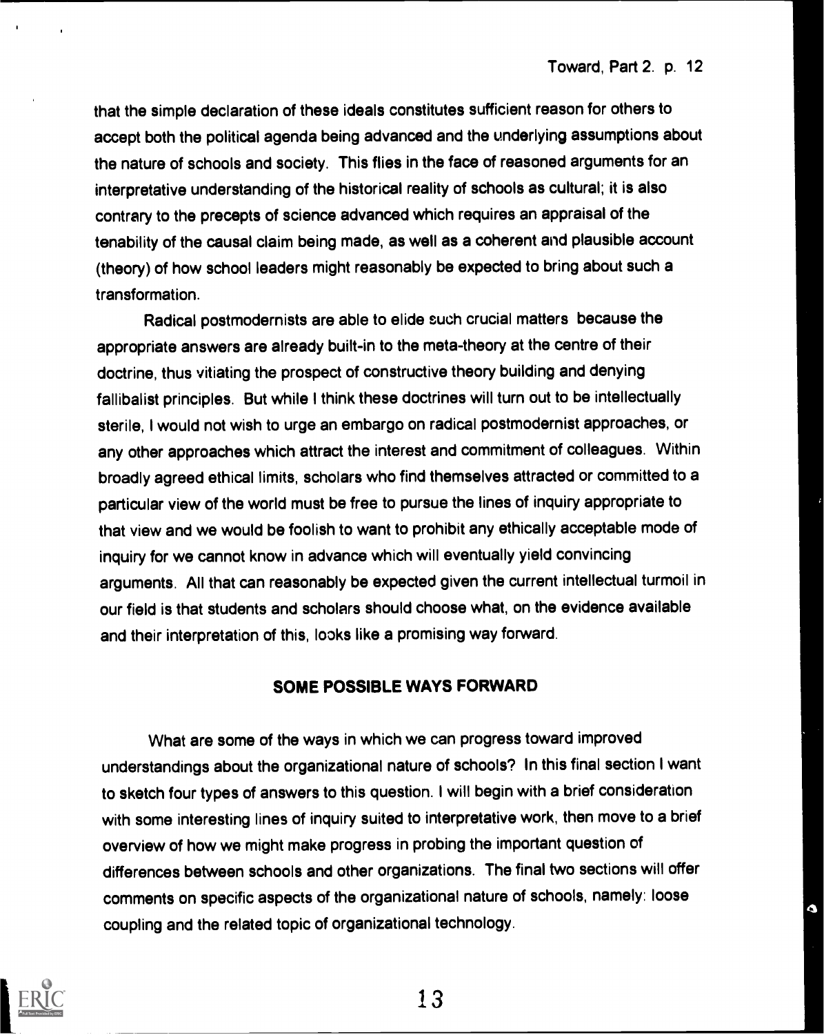that the simple declaration of these ideals constitutes sufficient reason for others to accept both the political agenda being advanced and the underlying assumptions about the nature of schools and society. This flies in the face of reasoned arguments for an interpretative understanding of the historical reality of schools as cultural; it is also contrary to the precepts of science advanced which requires an appraisal of the tenability of the causal claim being made, as well as a coherent and plausible account (theory) of how school leaders might reasonably be expected to bring about such a transformation.

Radical postmodernists are able to elide such crucial matters because the appropriate answers are already built-in to the meta-theory at the centre of their doctrine, thus vitiating the prospect of constructive theory building and denying fallibalist principles. But while I think these doctrines will turn out to be intellectually sterile, I would not wish to urge an embargo on radical postmodernist approaches, or any other approaches which attract the interest and commitment of colleagues. Within broadly agreed ethical limits, scholars who find themselves attracted or committed to a particular view of the world must be free to pursue the lines of inquiry appropriate to that view and we would be foolish to want to prohibit any ethically acceptable mode of inquiry for we cannot know in advance which will eventually yield convincing arguments. All that can reasonably be expected given the current intellectual turmoil in our field is that students and scholars should choose what, on the evidence available and their interpretation of this, looks like a promising way forward.

## SOME POSSIBLE WAYS FORWARD

What are some of the ways in which we can progress toward improved understandings about the organizational nature of schools? In this final section I want to sketch four types of answers to this question. I will begin with a brief consideration with some interesting lines of inquiry suited to interpretative work, then move to a brief overview of how we might make progress in probing the important question of differences between schools and other organizations. The final two sections will offer comments on specific aspects of the organizational nature of schools, namely: loose coupling and the related topic of organizational technology.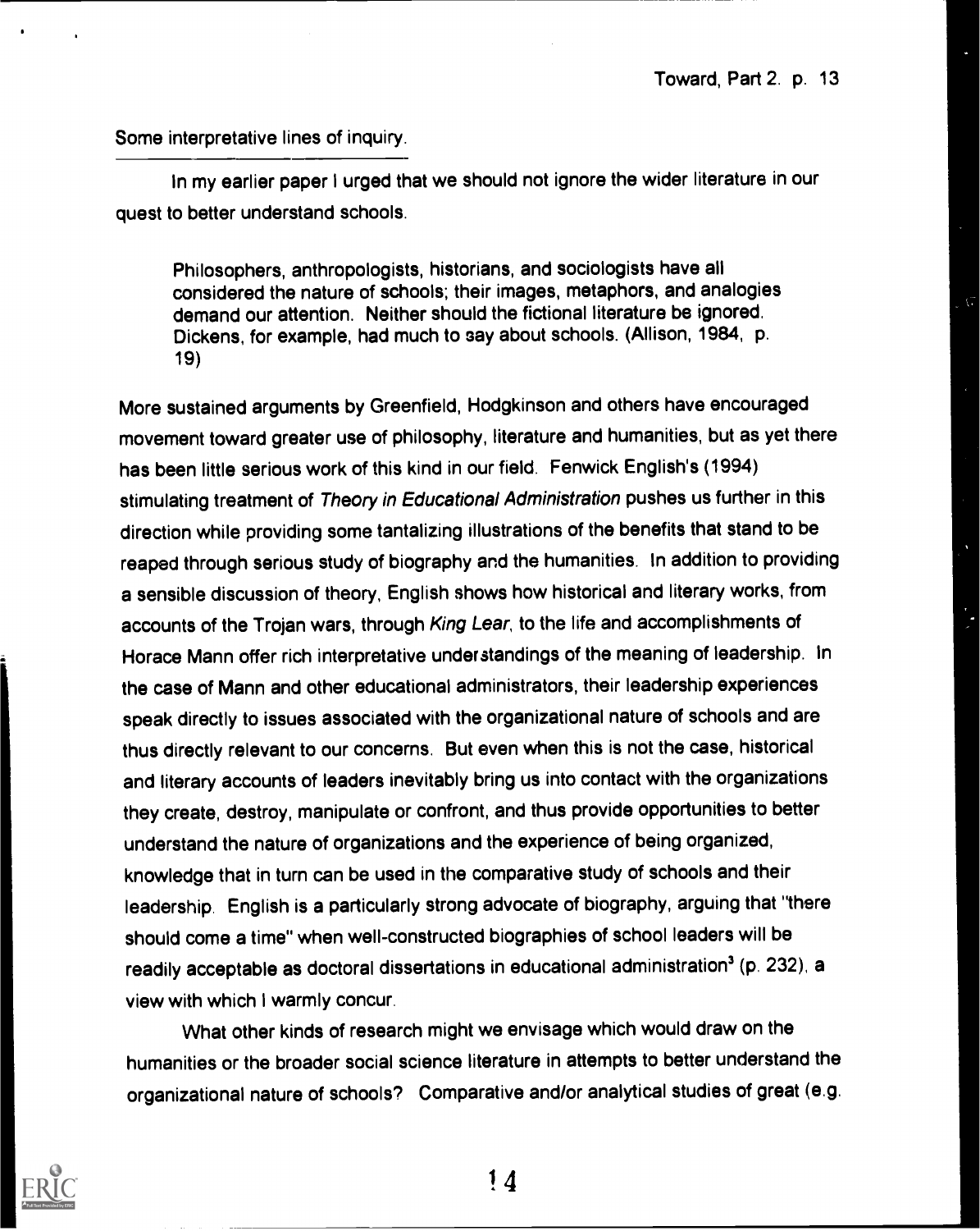Some interpretative lines of inquiry.

In my earlier paper I urged that we should not ignore the wider literature in our quest to better understand schools.

> Philosophers, anthropologists, historians, and sociologists have all considered the nature of schools; their images, metaphors, and analogies demand our attention. Neither should the fictional literature be ignored. Dickens, for example, had much to say about schools. (Allison, 1984, p. 19)

More sustained arguments by Greenfield, Hodgkinson and others have encouraged movement toward greater use of philosophy, literature and humanities, but as yet there has been little serious work of this kind in our field. Fenwick English's (1994) stimulating treatment of *Theory in Educational Administration* pushes us further in this direction while providing some tantalizing illustrations of the benefits that stand to be reaped through serious study of biography and the humanities. In addition to providing a sensible discussion of theory, English shows how historical and literary works, from accounts of the Trojan wars, through *King Lear*, to the life and accomplishments of Horace Mann offer rich interpretative understandings of the meaning of leadership. In the case of Mann and other educational administrators, their leadership experiences speak directly to issues associated with the organizational nature of schools and are thus directly relevant to our concerns. But even when this is not the case, historical and literary accounts of leaders inevitably bring us into contact with the organizations they create, destroy, manipulate or confront, and thus provide opportunities to better understand the nature of organizations and the experience of being organized, knowledge that in turn can be used in the comparative study of schools and their leadership. English is a particularly strong advocate of biography, arguing that "there should come a time" when well-constructed biographies of school leaders will be readily acceptable as doctoral dissertations in educational administration[3] (p. 232), a view with which I warmly concur.

What other kinds of research might we envisage which would draw on the humanities or the broader social science literature in attempts to better understand the organizational nature of schools? Comparative and/or analytical studies of great (e.g.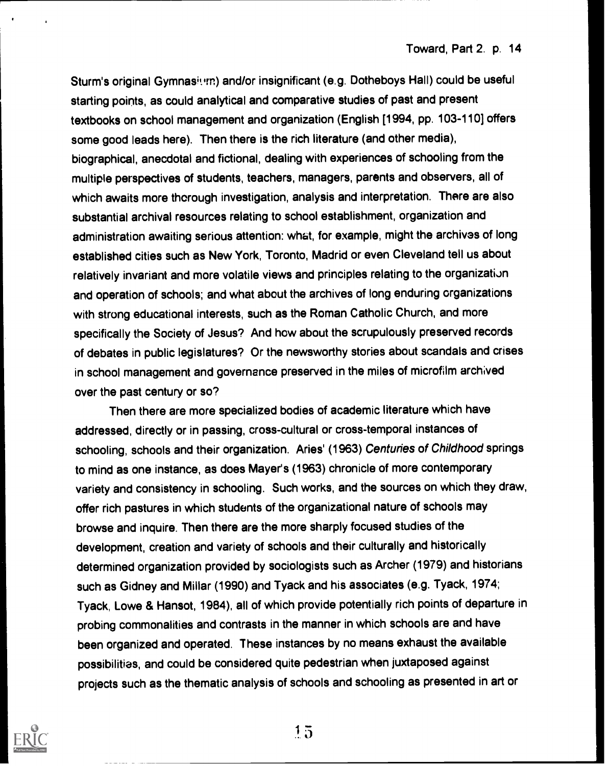Sturm's original Gymnasium) and/or insignificant (e.g. Dotheboys Hall) could be useful starting points, as could analytical and comparative studies of past and present textbooks on school management and organization (English [1994, pp. 103-110] offers some good leads here). Then there is the rich literature (and other media), biographical, anecdotal and fictional, dealing with experiences of schooling from the multiple perspectives of students, teachers, managers, parents and observers, all of which awaits more thorough investigation, analysis and interpretation. There are also substantial archival resources relating to school establishment, organization and administration awaiting serious attention: what, for example, might the archives of long established cities such as New York, Toronto, Madrid or even Cleveland tell us about relatively invariant and more volatile views and principles relating to the organization and operation of schools; and what about the archives of long enduring organizations with strong educational interests, such as the Roman Catholic Church, and more specifically the Society of Jesus? And how about the scrupulously preserved records of debates in public legislatures? Or the newsworthy stories about scandals and crises in school management and governance preserved in the miles of microfilm archived over the past century or so?

Then there are more specialized bodies of academic literature which have addressed, directly or in passing, cross-cultural or cross-temporal instances of schooling, schools and their organization. Aries' (1963) *Centuries of Childhood* springs to mind as one instance, as does Mayer's (1963) chronicle of more contemporary variety and consistency in schooling. Such works, and the sources on which they draw, offer rich pastures in which students of the organizational nature of schools may browse and inquire. Then there are the more sharply focused studies of the development, creation and variety of schools and their culturally and historically determined organization provided by sociologists such as Archer (1979) and historians such as Gidney and Millar (1990) and Tyack and his associates (e.g. Tyack, 1974; Tyack, Lowe & Hansot, 1984), all of which provide potentially rich points of departure in probing commonalities and contrasts in the manner in which schools are and have been organized and operated. These instances by no means exhaust the available possibilities, and could be considered quite pedestrian when juxtaposed against projects such as the thematic analysis of schools and schooling as presented in art or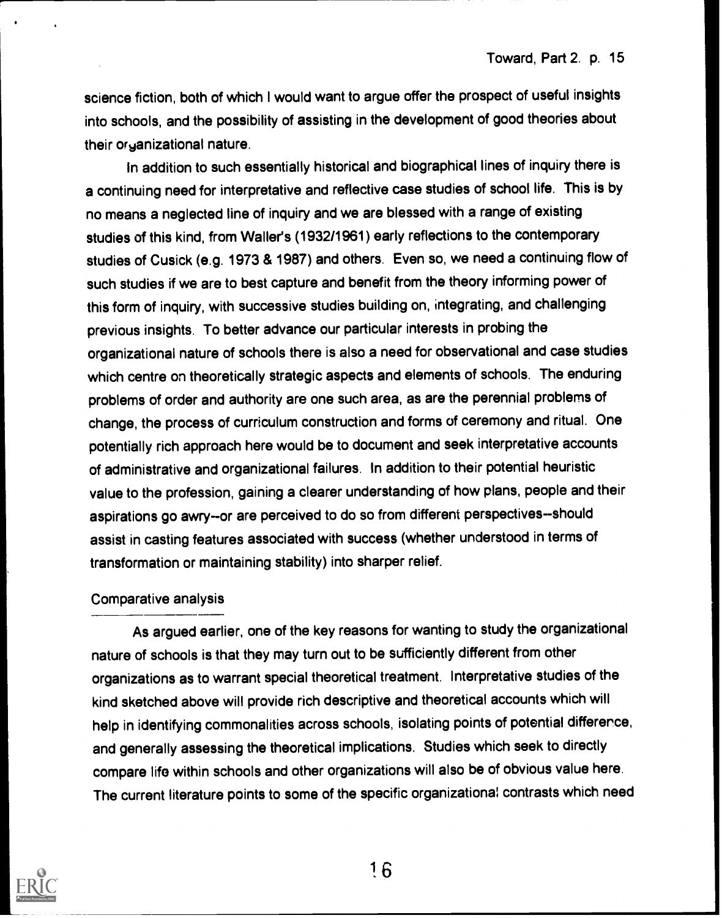science fiction, both of which I would want to argue offer the prospect of useful insights into schools, and the possibility of assisting in the development of good theories about their organizational nature.

In addition to such essentially historical and biographical lines of inquiry there is a continuing need for interpretative and reflective case studies of school life. This is by no means a neglected line of inquiry and we are blessed with a range of existing studies of this kind, from Waller's (1932/1961) early reflections to the contemporary studies of Cusick (e.g. 1973 & 1987) and others. Even so, we need a continuing flow of such studies if we are to best capture and benefit from the theory informing power of this form of inquiry, with successive studies building on, integrating, and challenging previous insights. To better advance our particular interests in probing the organizational nature of schools there is also a need for observational and case studies which centre on theoretically strategic aspects and elements of schools. The enduring problems of order and authority are one such area, as are the perennial problems of change, the process of curriculum construction and forms of ceremony and ritual. One potentially rich approach here would be to document and seek interpretative accounts of administrative and organizational failures. In addition to their potential heuristic value to the profession, gaining a clearer understanding of how plans, people and their aspirations go awry--or are perceived to do so from different perspectives--should assist in casting features associated with success (whether understood in terms of transformation or maintaining stability) into sharper relief.

## Comparative analysis

As argued earlier, one of the key reasons for wanting to study the organizational nature of schools is that they may turn out to be sufficiently different from other organizations as to warrant special theoretical treatment. Interpretative studies of the kind sketched above will provide rich descriptive and theoretical accounts which will help in identifying commonalities across schools, isolating points of potential difference, and generally assessing the theoretical implications. Studies which seek to directly compare life within schools and other organizations will also be of obvious value here. The current literature points to some of the specific organizational contrasts which need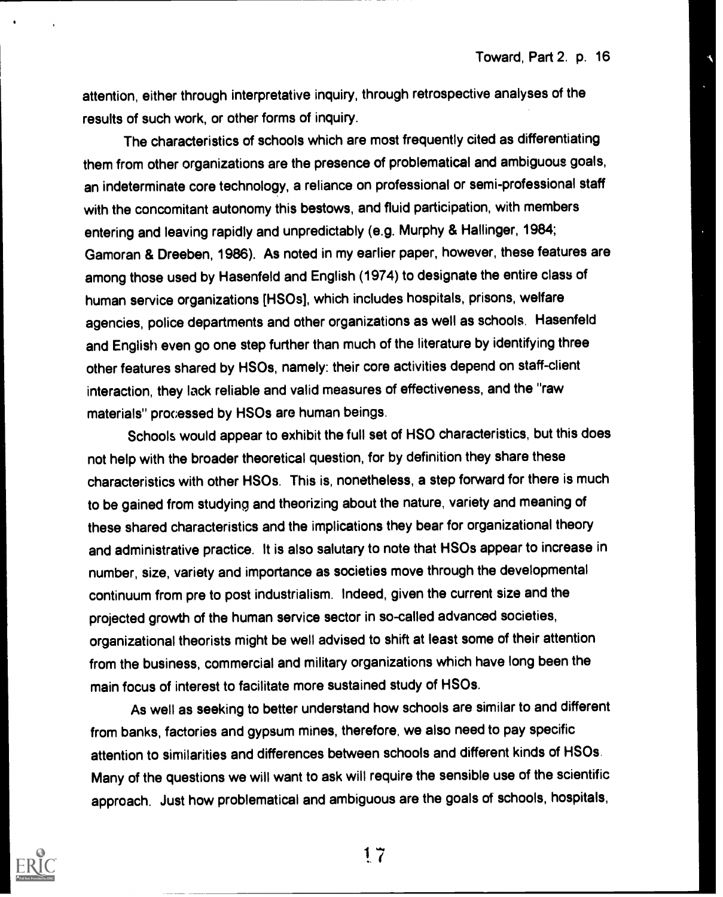attention, either through interpretative inquiry, through retrospective analyses of the results of such work, or other forms of inquiry.

The characteristics of schools which are most frequently cited as differentiating them from other organizations are the presence of problematical and ambiguous goals, an indeterminate core technology, a reliance on professional or semi-professional staff with the concomitant autonomy this bestows, and fluid participation, with members entering and leaving rapidly and unpredictably (e.g. Murphy & Hallinger, 1984; Gamoran & Dreeben, 1986). As noted in my earlier paper, however, these features are among those used by Hasenfeld and English (1974) to designate the entire class of human service organizations [HSOs], which includes hospitals, prisons, welfare agencies, police departments and other organizations as well as schools. Hasenfeld and English even go one step further than much of the literature by identifying three other features shared by HSOs, namely: their core activities depend on staff-client interaction, they lack reliable and valid measures of effectiveness, and the "raw materials" processed by HSOs are human beings.

Schools would appear to exhibit the full set of HSO characteristics, but this does not help with the broader theoretical question, for by definition they share these characteristics with other HSOs. This is, nonetheless, a step forward for there is much to be gained from studying and theorizing about the nature, variety and meaning of these shared characteristics and the implications they bear for organizational theory and administrative practice. It is also salutary to note that HSOs appear to increase in number, size, variety and importance as societies move through the developmental continuum from pre to post industrialism. Indeed, given the current size and the projected growth of the human service sector in so-called advanced societies, organizational theorists might be well advised to shift at least some of their attention from the business, commercial and military organizations which have long been the main focus of interest to facilitate more sustained study of HSOs.

As well as seeking to better understand how schools are similar to and different from banks, factories and gypsum mines, therefore, we also need to pay specific attention to similarities and differences between schools and different kinds of HSOs. Many of the questions we will want to ask will require the sensible use of the scientific approach. Just how problematical and ambiguous are the goals of schools, hospitals,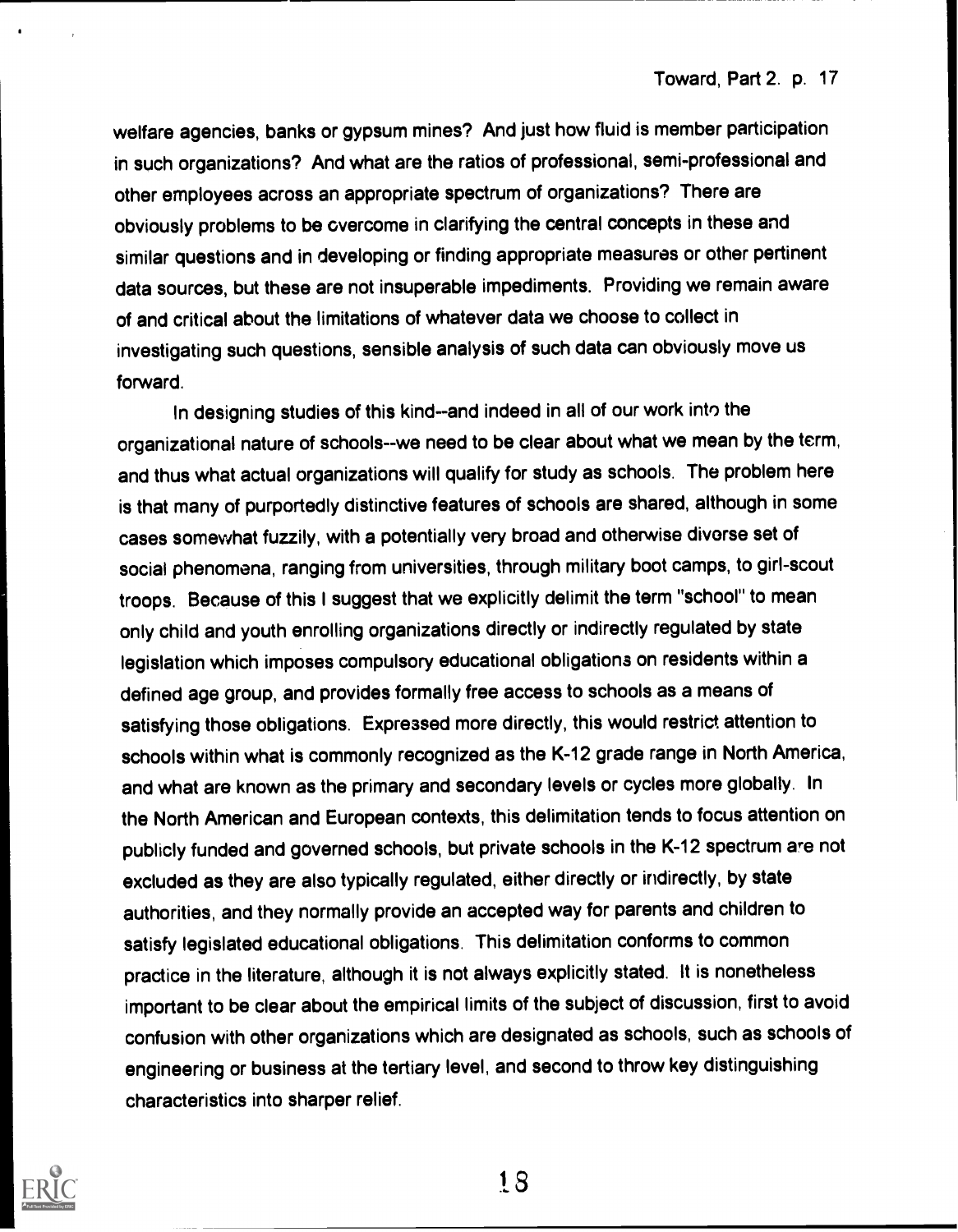welfare agencies, banks or gypsum mines? And just how fluid is member participation in such organizations? And what are the ratios of professional, semi-professional and other employees across an appropriate spectrum of organizations? There are obviously problems to be overcome in clarifying the central concepts in these and similar questions and in developing or finding appropriate measures or other pertinent data sources, but these are not insuperable impediments. Providing we remain aware of and critical about the limitations of whatever data we choose to collect in investigating such questions, sensible analysis of such data can obviously move us forward.

In designing studies of this kind--and indeed in all of our work into the organizational nature of schools--we need to be clear about what we mean by the term, and thus what actual organizations will qualify for study as schools. The problem here is that many of purportedly distinctive features of schools are shared, although in some cases somewhat fuzzily, with a potentially very broad and otherwise diverse set of social phenomena, ranging from universities, through military boot camps, to girl-scout troops. Because of this I suggest that we explicitly delimit the term "school" to mean only child and youth enrolling organizations directly or indirectly regulated by state legislation which imposes compulsory educational obligations on residents within a defined age group, and provides formally free access to schools as a means of satisfying those obligations. Expressed more directly, this would restrict attention to schools within what is commonly recognized as the K-12 grade range in North America, and what are known as the primary and secondary levels or cycles more globally. In the North American and European contexts, this delimitation tends to focus attention on publicly funded and governed schools, but private schools in the K-12 spectrum are not excluded as they are also typically regulated, either directly or indirectly, by state authorities, and they normally provide an accepted way for parents and children to satisfy legislated educational obligations. This delimitation conforms to common practice in the literature, although it is not always explicitly stated. It is nonetheless important to be clear about the empirical limits of the subject of discussion, first to avoid confusion with other organizations which are designated as schools, such as schools of engineering or business at the tertiary level, and second to throw key distinguishing characteristics into sharper relief.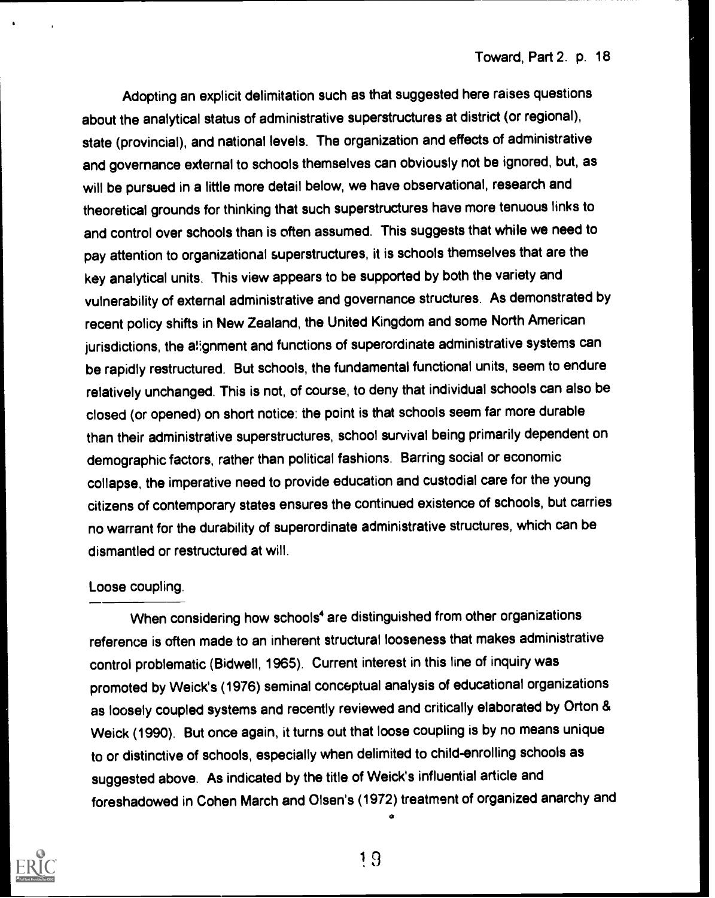Adopting an explicit delimitation such as that suggested here raises questions about the analytical status of administrative superstructures at district (or regional), state (provincial), and national levels. The organization and effects of administrative and governance external to schools themselves can obviously not be ignored, but, as will be pursued in a little more detail below, we have observational, research and theoretical grounds for thinking that such superstructures have more tenuous links to and control over schools than is often assumed. This suggests that while we need to pay attention to organizational superstructures, it is schools themselves that are the key analytical units. This view appears to be supported by both the variety and vulnerability of external administrative and governance structures. As demonstrated by recent policy shifts in New Zealand, the United Kingdom and some North American jurisdictions, the alignment and functions of superordinate administrative systems can be rapidly restructured. But schools, the fundamental functional units, seem to endure relatively unchanged. This is not, of course, to deny that individual schools can also be closed (or opened) on short notice: the point is that schools seem far more durable than their administrative superstructures, school survival being primarily dependent on demographic factors, rather than political fashions. Barring social or economic collapse, the imperative need to provide education and custodial care for the young citizens of contemporary states ensures the continued existence of schools, but carries no warrant for the durability of superordinate administrative structures, which can be dismantled or restructured at will.

Loose coupling.

When considering how schools[4] are distinguished from other organizations reference is often made to an inherent structural looseness that makes administrative control problematic (Bidwell, 1965). Current interest in this line of inquiry was promoted by Weick's (1976) seminal conceptual analysis of educational organizations as loosely coupled systems and recently reviewed and critically elaborated by Orton & Weick (1990). But once again, it turns out that loose coupling is by no means unique to or distinctive of schools, especially when delimited to child-enrolling schools as suggested above. As indicated by the title of Weick's influential article and foreshadowed in Cohen March and Olsen's (1972) treatment of organized anarchy and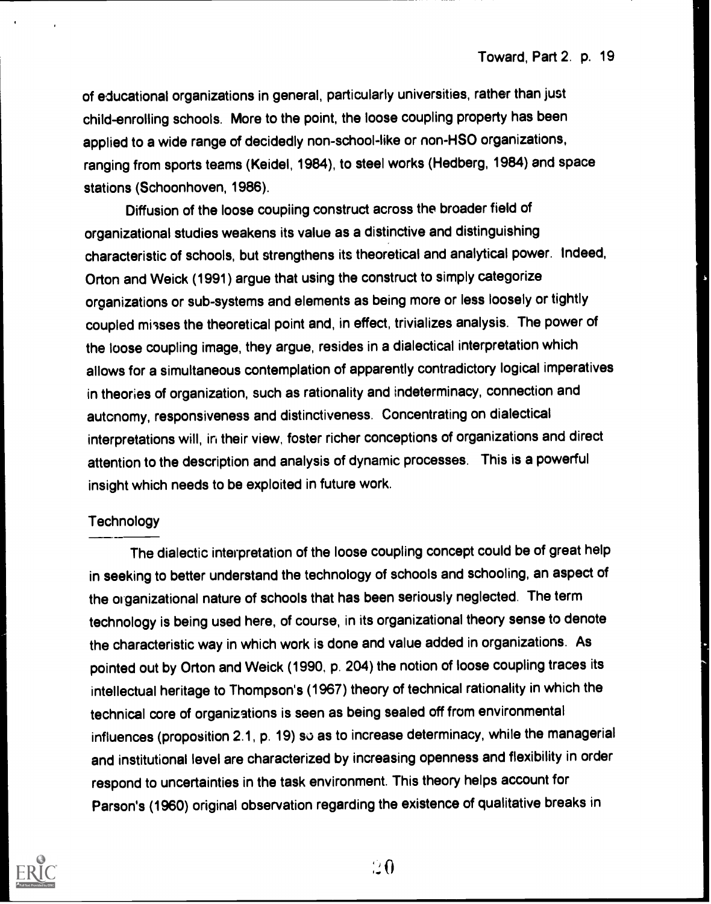of educational organizations in general, particularly universities, rather than just child-enrolling schools. More to the point, the loose coupling property has been applied to a wide range of decidedly non-school-like or non-HSO organizations, ranging from sports teams (Keidel, 1984), to steel works (Hedberg, 1984) and space stations (Schoonhoven, 1986).

Diffusion of the loose coupling construct across the broader field of organizational studies weakens its value as a distinctive and distinguishing characteristic of schools, but strengthens its theoretical and analytical power. Indeed, Orton and Weick (1991) argue that using the construct to simply categorize organizations or sub-systems and elements as being more or less loosely or tightly coupled misses the theoretical point and, in effect, trivializes analysis. The power of the loose coupling image, they argue, resides in a dialectical interpretation which allows for a simultaneous contemplation of apparently contradictory logical imperatives in theories of organization, such as rationality and indeterminacy, connection and autonomy, responsiveness and distinctiveness. Concentrating on dialectical interpretations will, in their view, foster richer conceptions of organizations and direct attention to the description and analysis of dynamic processes. This is a powerful insight which needs to be exploited in future work.

## Technology

The dialectic interpretation of the loose coupling concept could be of great help in seeking to better understand the technology of schools and schooling, an aspect of the organizational nature of schools that has been seriously neglected. The term technology is being used here, of course, in its organizational theory sense to denote the characteristic way in which work is done and value added in organizations. As pointed out by Orton and Weick (1990, p. 204) the notion of loose coupling traces its intellectual heritage to Thompson's (1967) theory of technical rationality in which the technical core of organizations is seen as being sealed off from environmental influences (proposition 2.1, p. 19) so as to increase determinacy, while the managerial and institutional level are characterized by increasing openness and flexibility in order respond to uncertainties in the task environment. This theory helps account for Parson's (1960) original observation regarding the existence of qualitative breaks in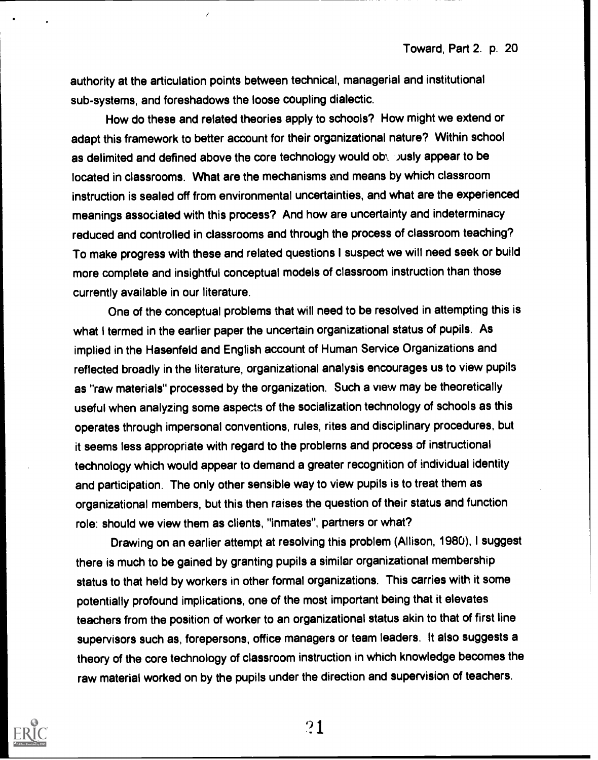authority at the articulation points between technical, managerial and institutional sub-systems, and foreshadows the loose coupling dialectic.

How do these and related theories apply to schools? How might we extend or adapt this framework to better account for their organizational nature? Within school as delimited and defined above the core technology would obviously appear to be located in classrooms. What are the mechanisms and means by which classroom instruction is sealed off from environmental uncertainties, and what are the experienced meanings associated with this process? And how are uncertainty and indeterminacy reduced and controlled in classrooms and through the process of classroom teaching? To make progress with these and related questions I suspect we will need seek or build more complete and insightful conceptual models of classroom instruction than those currently available in our literature.

One of the conceptual problems that will need to be resolved in attempting this is what I termed in the earlier paper the uncertain organizational status of pupils. As implied in the Hasenfeld and English account of Human Service Organizations and reflected broadly in the literature, organizational analysis encourages us to view pupils as "raw materials" processed by the organization. Such a view may be theoretically useful when analyzing some aspects of the socialization technology of schools as this operates through impersonal conventions, rules, rites and disciplinary procedures, but it seems less appropriate with regard to the problems and process of instructional technology which would appear to demand a greater recognition of individual identity and participation. The only other sensible way to view pupils is to treat them as organizational members, but this then raises the question of their status and function role: should we view them as clients, "inmates", partners or what?

Drawing on an earlier attempt at resolving this problem (Allison, 1980), I suggest there is much to be gained by granting pupils a similar organizational membership status to that held by workers in other formal organizations. This carries with it some potentially profound implications, one of the most important being that it elevates teachers from the position of worker to an organizational status akin to that of first line supervisors such as, forepersons, office managers or team leaders. It also suggests a theory of the core technology of classroom instruction in which knowledge becomes the raw material worked on by the pupils under the direction and supervision of teachers.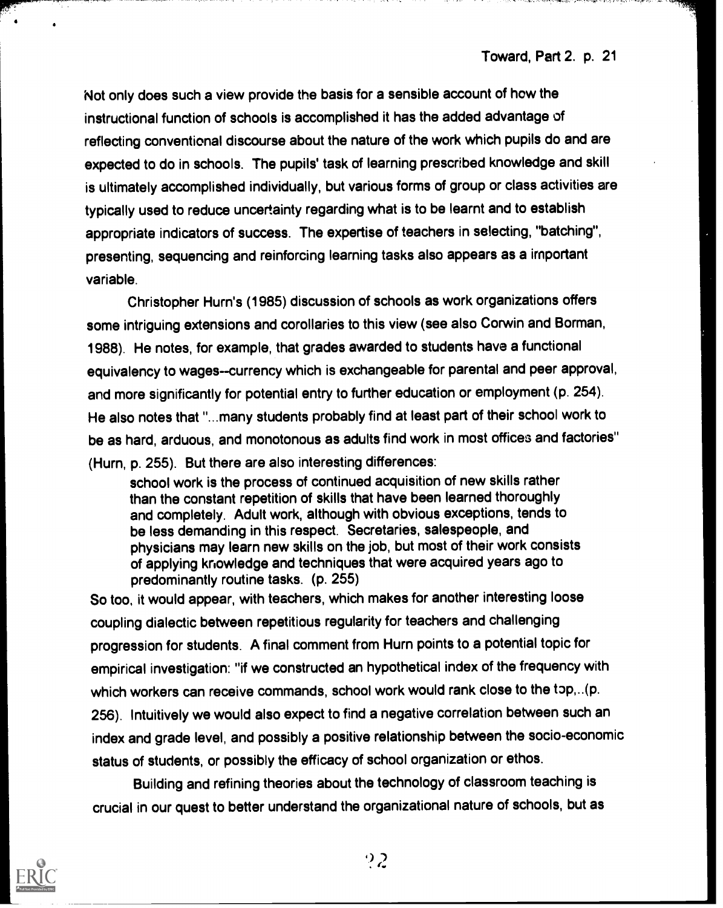Not only does such a view provide the basis for a sensible account of how the instructional function of schools is accomplished it has the added advantage of reflecting conventional discourse about the nature of the work which pupils do and are expected to do in schools. The pupils' task of learning prescribed knowledge and skill is ultimately accomplished individually, but various forms of group or class activities are typically used to reduce uncertainty regarding what is to be learnt and to establish appropriate indicators of success. The expertise of teachers in selecting, "batching", presenting, sequencing and reinforcing learning tasks also appears as a important variable.

Christopher Hurn's (1985) discussion of schools as work organizations offers some intriguing extensions and corollaries to this view (see also Corwin and Borman, 1988). He notes, for example, that grades awarded to students have a functional equivalency to wages--currency which is exchangeable for parental and peer approval, and more significantly for potential entry to further education or employment (p. 254). He also notes that "...many students probably find at least part of their school work to be as hard, arduous, and monotonous as adults find work in most offices and factories" (Hurn, p. 255). But there are also interesting differences:

> school work is the process of continued acquisition of new skills rather than the constant repetition of skills that have been learned thoroughly and completely. Adult work, although with obvious exceptions, tends to be less demanding in this respect. Secretaries, salespeople, and physicians may learn new skills on the job, but most of their work consists of applying knowledge and techniques that were acquired years ago to predominantly routine tasks. (p. 255)

So too, it would appear, with teachers, which makes for another interesting loose coupling dialectic between repetitious regularity for teachers and challenging progression for students. A final comment from Hurn points to a potential topic for empirical investigation: "if we constructed an hypothetical index of the frequency with which workers can receive commands, school work would rank close to the top,..(p. 256). Intuitively we would also expect to find a negative correlation between such an index and grade level, and possibly a positive relationship between the socio-economic status of students, or possibly the efficacy of school organization or ethos.

Building and refining theories about the technology of classroom teaching is crucial in our quest to better understand the organizational nature of schools, but as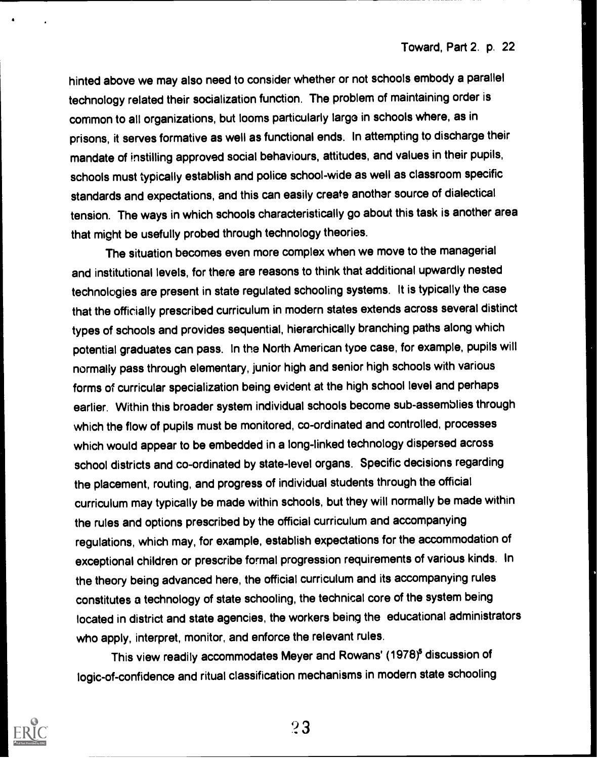hinted above we may also need to consider whether or not schools embody a parallel technology related their socialization function. The problem of maintaining order is common to all organizations, but looms particularly large in schools where, as in prisons, it serves formative as well as functional ends. In attempting to discharge their mandate of instilling approved social behaviours, attitudes, and values in their pupils, schools must typically establish and police school-wide as well as classroom specific standards and expectations, and this can easily create another source of dialectical tension. The ways in which schools characteristically go about this task is another area that might be usefully probed through technology theories.

The situation becomes even more complex when we move to the managerial and institutional levels, for there are reasons to think that additional upwardly nested technologies are present in state regulated schooling systems. It is typically the case that the officially prescribed curriculum in modern states extends across several distinct types of schools and provides sequential, hierarchically branching paths along which potential graduates can pass. In the North American type case, for example, pupils will normally pass through elementary, junior high and senior high schools with various forms of curricular specialization being evident at the high school level and perhaps earlier. Within this broader system individual schools become sub-assemblies through which the flow of pupils must be monitored, co-ordinated and controlled, processes which would appear to be embedded in a long-linked technology dispersed across school districts and co-ordinated by state-level organs. Specific decisions regarding the placement, routing, and progress of individual students through the official curriculum may typically be made within schools, but they will normally be made within the rules and options prescribed by the official curriculum and accompanying regulations, which may, for example, establish expectations for the accommodation of exceptional children or prescribe formal progression requirements of various kinds. In the theory being advanced here, the official curriculum and its accompanying rules constitutes a technology of state schooling, the technical core of the system being located in district and state agencies, the workers being the educational administrators who apply, interpret, monitor, and enforce the relevant rules.

This view readily accommodates Meyer and Rowans' (1978)[5] discussion of logic-of-confidence and ritual classification mechanisms in modern state schooling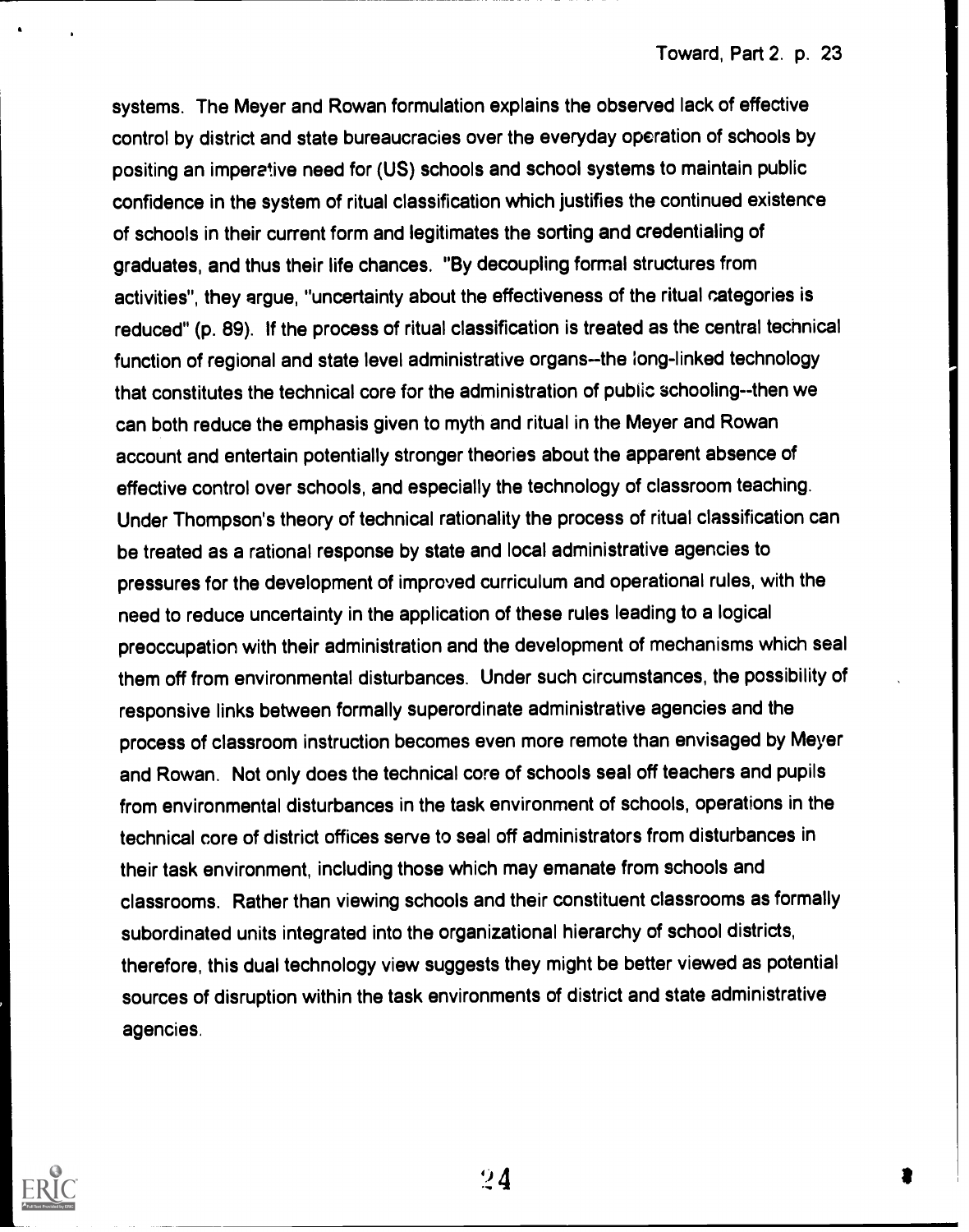systems. The Meyer and Rowan formulation explains the observed lack of effective control by district and state bureaucracies over the everyday operation of schools by positing an imperative need for (US) schools and school systems to maintain public confidence in the system of ritual classification which justifies the continued existence of schools in their current form and legitimates the sorting and credentialing of graduates, and thus their life chances. "By decoupling formal structures from activities", they argue, "uncertainty about the effectiveness of the ritual categories is reduced" (p. 89). If the process of ritual classification is treated as the central technical function of regional and state level administrative organs--the long-linked technology that constitutes the technical core for the administration of public schooling--then we can both reduce the emphasis given to myth and ritual in the Meyer and Rowan account and entertain potentially stronger theories about the apparent absence of effective control over schools, and especially the technology of classroom teaching. Under Thompson's theory of technical rationality the process of ritual classification can be treated as a rational response by state and local administrative agencies to pressures for the development of improved curriculum and operational rules, with the need to reduce uncertainty in the application of these rules leading to a logical preoccupation with their administration and the development of mechanisms which seal them off from environmental disturbances. Under such circumstances, the possibility of responsive links between formally superordinate administrative agencies and the process of classroom instruction becomes even more remote than envisaged by Meyer and Rowan. Not only does the technical core of schools seal off teachers and pupils from environmental disturbances in the task environment of schools, operations in the technical core of district offices serve to seal off administrators from disturbances in their task environment, including those which may emanate from schools and classrooms. Rather than viewing schools and their constituent classrooms as formally subordinated units integrated into the organizational hierarchy of school districts, therefore, this dual technology view suggests they might be better viewed as potential sources of disruption within the task environments of district and state administrative agencies.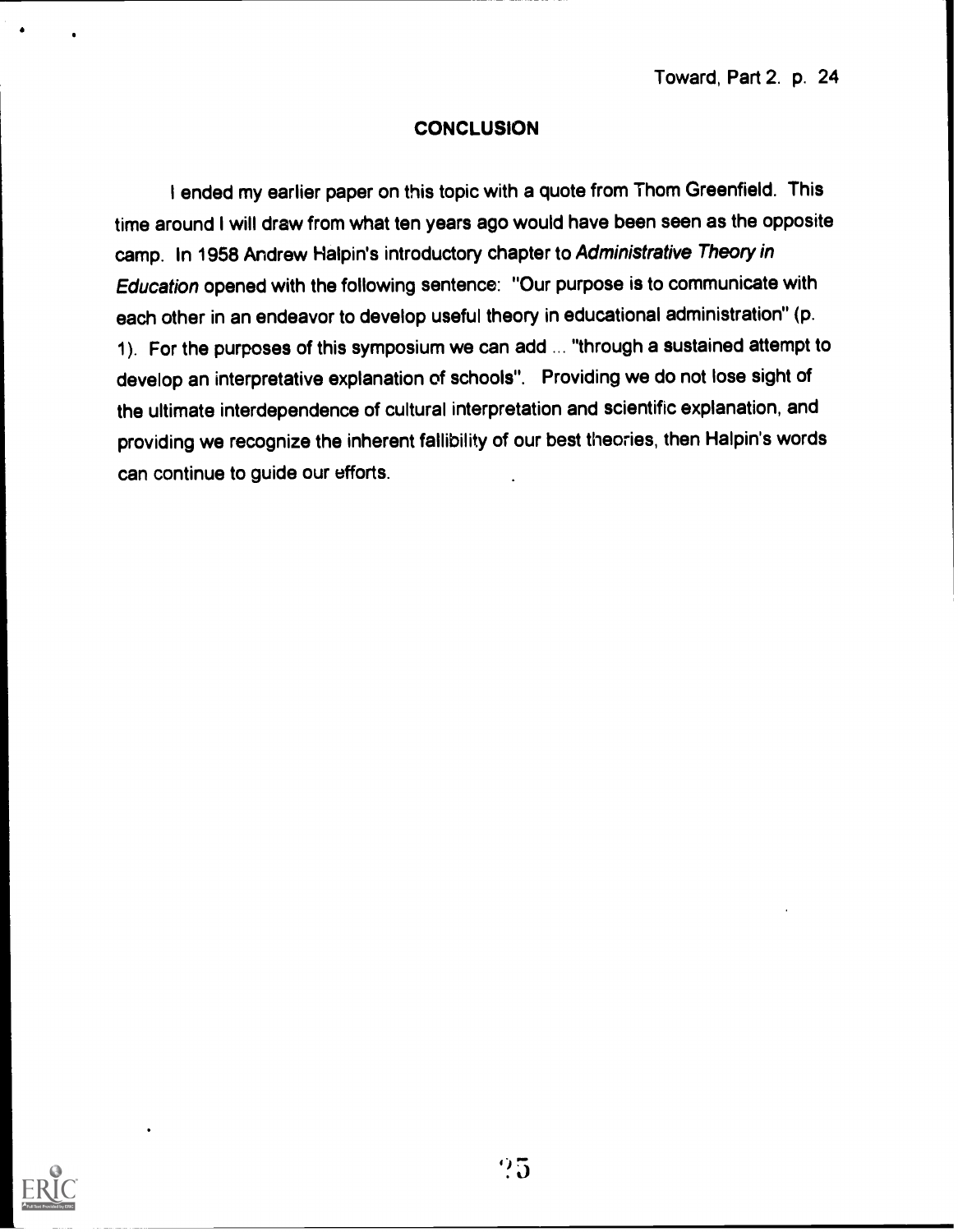## CONCLUSION

I ended my earlier paper on this topic with a quote from Thom Greenfield. This time around I will draw from what ten years ago would have been seen as the opposite camp. In 1958 Andrew Halpin's introductory chapter to *Administrative Theory in Education* opened with the following sentence: "Our purpose is to communicate with each other in an endeavor to develop useful theory in educational administration" (p. 1). For the purposes of this symposium we can add ... "through a sustained attempt to develop an interpretative explanation of schools". Providing we do not lose sight of the ultimate interdependence of cultural interpretation and scientific explanation, and providing we recognize the inherent fallibility of our best theories, then Halpin's words can continue to guide our efforts.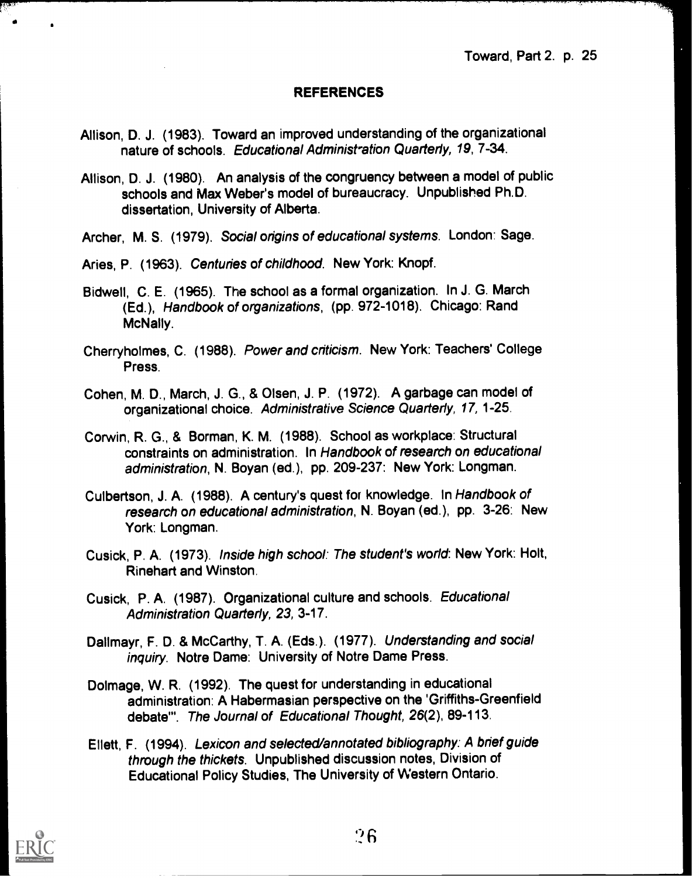## REFERENCES

Allison, D. J. (1983). Toward an improved understanding of the organizational nature of schools. *Educational Administ-ation Quarterly, 19*, 7-34.

Allison, D. J. (1980). An analysis of the congruency between a model of public schools and Max Weber's model of bureaucracy. Unpublished Ph.D. dissertation, University of Alberta.

Archer, M. S. (1979). *Social origins of educational systems*. London: Sage.

Aries, P. (1963). *Centuries of childhood*. New York: Knopf.

Bidwell, C. E. (1965). The school as a formal organization. In J. G. March (Ed.), *Handbook of organizations*, (pp. 972-1018). Chicago: Rand McNally.

Cherryholmes, C. (1988). *Power and criticism*. New York: Teachers' College Press.

Cohen, M. D., March, J. G., & Olsen, J. P. (1972). A garbage can model of organizational choice. *Administrative Science Quarterly, 17*, 1-25.

Corwin, R. G., & Borman, K. M. (1988). School as workplace: Structural constraints on administration. In *Handbook of research on educational administration*, N. Boyan (ed.), pp. 209-237: New York: Longman.

Culbertson, J. A. (1988). A century's quest for knowledge. In *Handbook of research on educational administration*, N. Boyan (ed.), pp. 3-26: New York: Longman.

Cusick, P. A. (1973). *Inside high school: The student's world*: New York: Holt, Rinehart and Winston.

Cusick, P. A. (1987). Organizational culture and schools. *Educational Administration Quarterly, 23*, 3-17.

Dallmayr, F. D. & McCarthy, T. A. (Eds.). (1977). *Understanding and social inquiry*. Notre Dame: University of Notre Dame Press.

Dolmage, W. R. (1992). The quest for understanding in educational administration: A Habermasian perspective on the 'Griffiths-Greenfield debate'". *The Journal of Educational Thought, 26*(2), 89-113.

Ellett, F. (1994). *Lexicon and selected/annotated bibliography: A brief guide through the thickets*. Unpublished discussion notes, Division of Educational Policy Studies, The University of Western Ontario.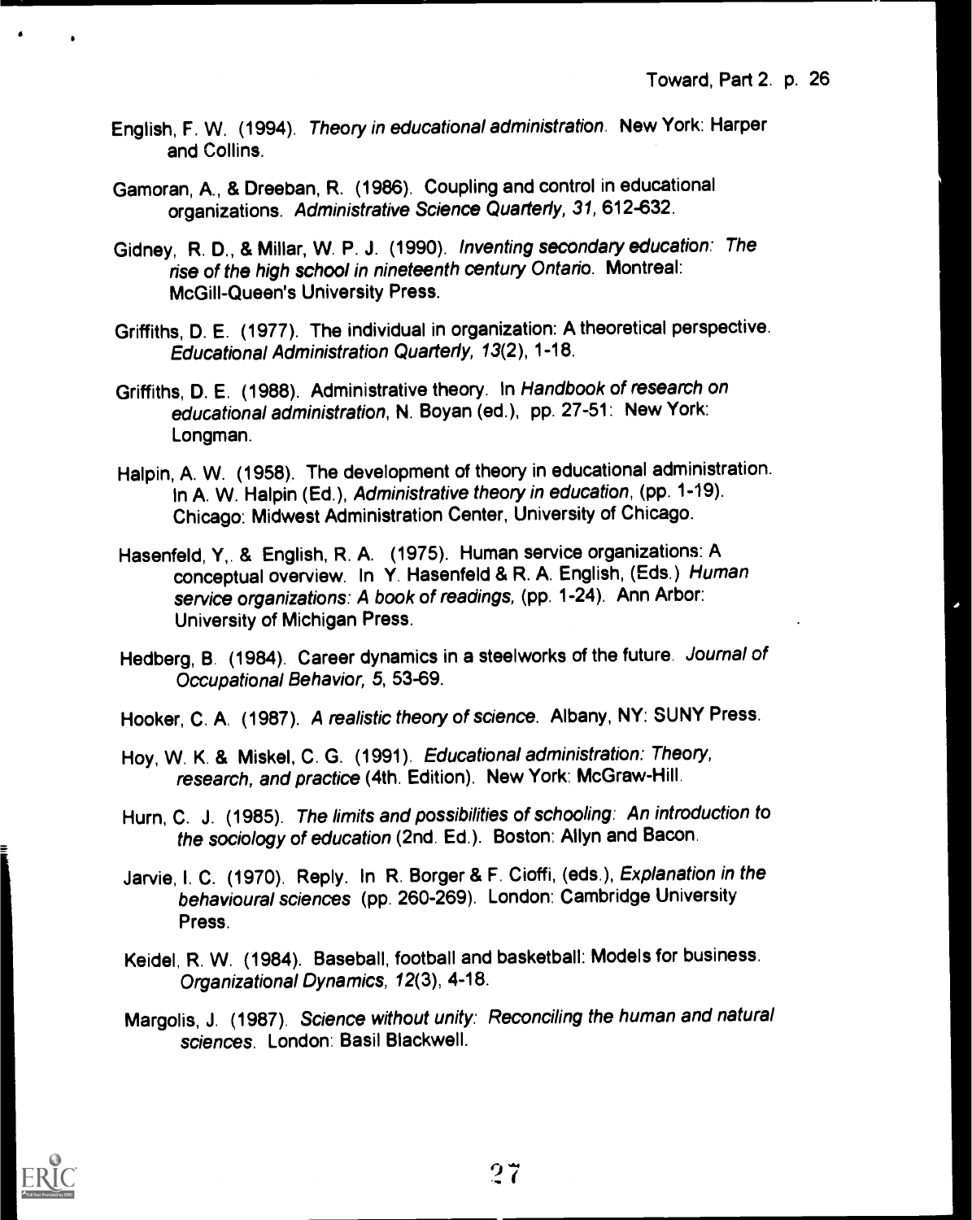English, F. W. (1994). *Theory in educational administration*. New York: Harper and Collins.

Gamoran, A., & Dreeban, R. (1986). Coupling and control in educational organizations. *Administrative Science Quarterly, 31*, 612-632.

Gidney, R. D., & Millar, W. P. J. (1990). *Inventing secondary education: The rise of the high school in nineteenth century Ontario*. Montreal: McGill-Queen's University Press.

Griffiths, D. E. (1977). The individual in organization: A theoretical perspective. *Educational Administration Quarterly, 13*(2), 1-18.

Griffiths, D. E. (1988). Administrative theory. In *Handbook of research on educational administration*, N. Boyan (ed.), pp. 27-51: New York: Longman.

Halpin, A. W. (1958). The development of theory in educational administration. In A. W. Halpin (Ed.), *Administrative theory in education*, (pp. 1-19). Chicago: Midwest Administration Center, University of Chicago.

Hasenfeld, Y,. & English, R. A. (1975). Human service organizations: A conceptual overview. In Y. Hasenfeld & R. A. English, (Eds.) *Human service organizations: A book of readings*, (pp. 1-24). Ann Arbor: University of Michigan Press.

Hedberg, B. (1984). Career dynamics in a steelworks of the future. *Journal of Occupational Behavior, 5*, 53-69.

Hooker, C. A. (1987). *A realistic theory of science*. Albany, NY: SUNY Press.

Hoy, W. K. & Miskel, C. G. (1991). *Educational administration: Theory, research, and practice* (4th. Edition). New York: McGraw-Hill.

Hurn, C. J. (1985). *The limits and possibilities of schooling: An introduction to the sociology of education* (2nd. Ed.). Boston: Allyn and Bacon.

Jarvie, I. C. (1970). Reply. In R. Borger & F. Cioffi, (eds.), *Explanation in the behavioural sciences* (pp. 260-269). London: Cambridge University Press.

Keidel, R. W. (1984). Baseball, football and basketball: Models for business. *Organizational Dynamics, 12*(3), 4-18.

Margolis, J. (1987). *Science without unity: Reconciling the human and natural sciences*. London: Basil Blackwell.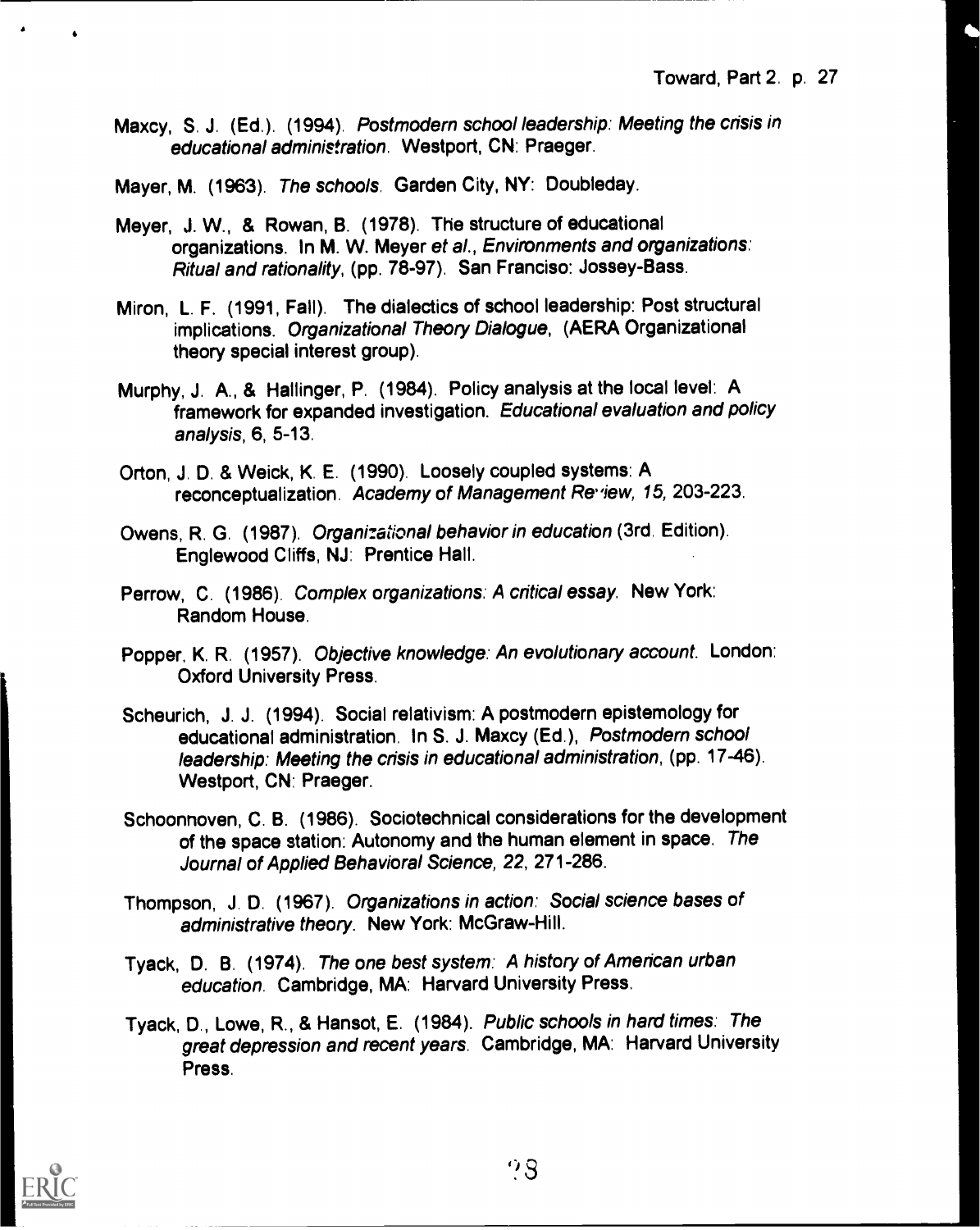Maxcy, S. J. (Ed.). (1994). *Postmodern school leadership: Meeting the crisis in educational administration*. Westport, CN: Praeger.

Mayer, M. (1963). *The schools*. Garden City, NY: Doubleday.

Meyer, J. W., & Rowan, B. (1978). The structure of educational organizations. In M. W. Meyer *et al.*, *Environments and organizations: Ritual and rationality*, (pp. 78-97). San Franciso: Jossey-Bass.

Miron, L. F. (1991, Fall). The dialectics of school leadership: Post structural implications. *Organizational Theory Dialogue*, (AERA Organizational theory special interest group).

Murphy, J. A., & Hallinger, P. (1984). Policy analysis at the local level: A framework for expanded investigation. *Educational evaluation and policy analysis*, 6, 5-13.

Orton, J. D. & Weick, K. E. (1990). Loosely coupled systems: A reconceptualization. *Academy of Management Review, 15*, 203-223.

Owens, R. G. (1987). *Organizational behavior in education* (3rd. Edition). Englewood Cliffs, NJ: Prentice Hall.

Perrow, C. (1986). *Complex organizations: A critical essay*. New York: Random House.

Popper, K. R. (1957). *Objective knowledge: An evolutionary account*. London: Oxford University Press.

Scheurich, J. J. (1994). Social relativism: A postmodern epistemology for educational administration. In S. J. Maxcy (Ed.), *Postmodern school leadership: Meeting the crisis in educational administration*, (pp. 17-46). Westport, CN: Praeger.

Schoonnoven, C. B. (1986). Sociotechnical considerations for the development of the space station: Autonomy and the human element in space. *The Journal of Applied Behavioral Science, 22*, 271-286.

Thompson, J. D. (1967). *Organizations in action: Social science bases of administrative theory*. New York: McGraw-Hill.

Tyack, D. B. (1974). *The one best system: A history of American urban education*. Cambridge, MA: Harvard University Press.

Tyack, D., Lowe, R., & Hansot, E. (1984). *Public schools in hard times: The great depression and recent years*. Cambridge, MA: Harvard University Press.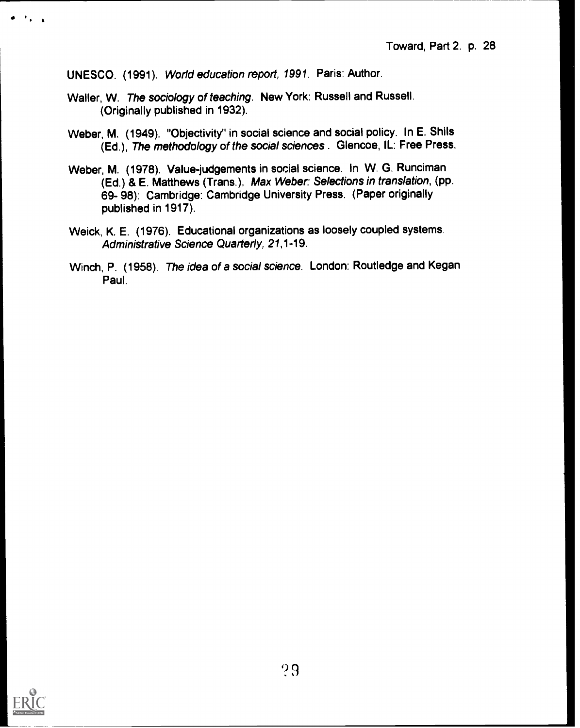UNESCO. (1991). *World education report, 1991.* Paris: Author.

Waller, W. *The sociology of teaching.* New York: Russell and Russell. (Originally published in 1932).

Weber, M. (1949). "Objectivity" in social science and social policy. In E. Shils (Ed.), *The methodology of the social sciences* . Glencoe, IL: Free Press.

Weber, M. (1978). Value-judgements in social science. In W. G. Runciman (Ed.) & E. Matthews (Trans.), *Max Weber: Selections in translation*, (pp. 69- 98): Cambridge: Cambridge University Press. (Paper originally published in 1917).

Weick, K. E. (1976). Educational organizations as loosely coupled systems. *Administrative Science Quarterly, 21*,1-19.

Winch, P. (1958). *The idea of a social science*. London: Routledge and Kegan Paul.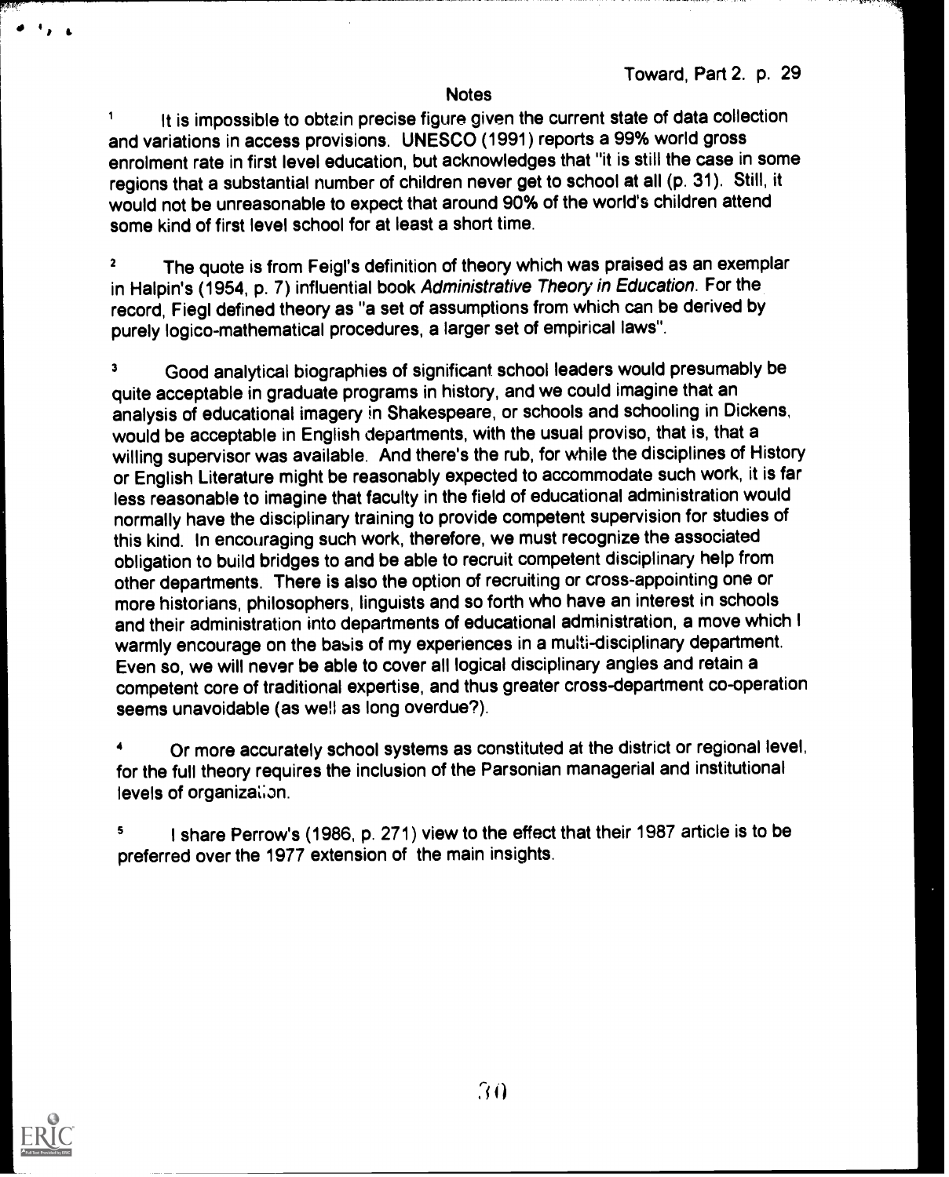## Notes

1 It is impossible to obtain precise figure given the current state of data collection and variations in access provisions. UNESCO (1991) reports a 99% world gross enrolment rate in first level education, but acknowledges that "it is still the case in some regions that a substantial number of children never get to school at all (p. 31). Still, it would not be unreasonable to expect that around 90% of the world's children attend some kind of first level school for at least a short time.

2 The quote is from Feigl's definition of theory which was praised as an exemplar in Halpin's (1954, p. 7) influential book *Administrative Theory in Education*. For the record, Fiegl defined theory as "a set of assumptions from which can be derived by purely logico-mathematical procedures, a larger set of empirical laws".

3 Good analytical biographies of significant school leaders would presumably be quite acceptable in graduate programs in history, and we could imagine that an analysis of educational imagery in Shakespeare, or schools and schooling in Dickens, would be acceptable in English departments, with the usual proviso, that is, that a willing supervisor was available. And there's the rub, for while the disciplines of History or English Literature might be reasonably expected to accommodate such work, it is far less reasonable to imagine that faculty in the field of educational administration would normally have the disciplinary training to provide competent supervision for studies of this kind. In encouraging such work, therefore, we must recognize the associated obligation to build bridges to and be able to recruit competent disciplinary help from other departments. There is also the option of recruiting or cross-appointing one or more historians, philosophers, linguists and so forth who have an interest in schools and their administration into departments of educational administration, a move which I warmly encourage on the basis of my experiences in a multi-disciplinary department. Even so, we will never be able to cover all logical disciplinary angles and retain a competent core of traditional expertise, and thus greater cross-department co-operation seems unavoidable (as well as long overdue?).

4 Or more accurately school systems as constituted at the district or regional level, for the full theory requires the inclusion of the Parsonian managerial and institutional levels of organization.

5 I share Perrow's (1986, p. 271) view to the effect that their 1987 article is to be preferred over the 1977 extension of the main insights.